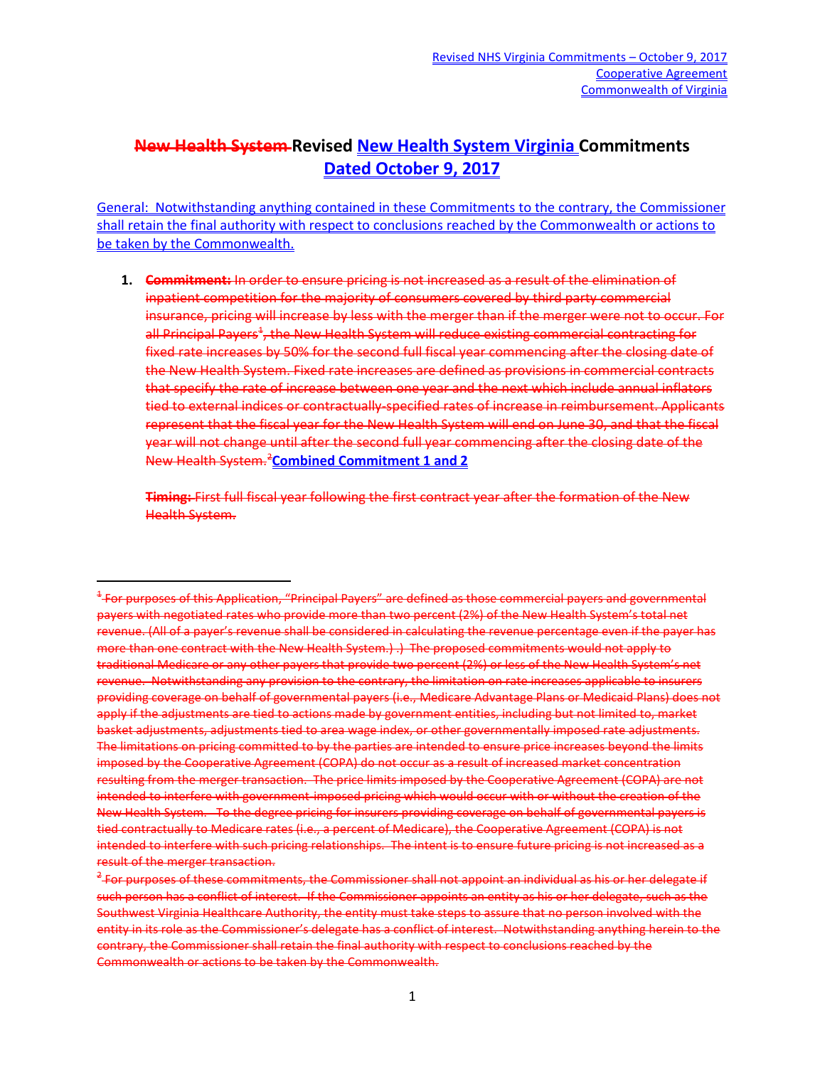Revised NHS Virginia Commitments – October 9, 2017
Cooperative Agreement
Commonwealth of Virginia

# ~~New Health System~~ Revised New Health System Virginia Commitments Dated October 9, 2017

General: Notwithstanding anything contained in these Commitments to the contrary, the Commissioner shall retain the final authority with respect to conclusions reached by the Commonwealth or actions to be taken by the Commonwealth.

1. ~~**Commitment:** In order to ensure pricing is not increased as a result of the elimination of inpatient competition for the majority of consumers covered by third party commercial insurance, pricing will increase by less with the merger than if the merger were not to occur. For all Principal Payers[1], the New Health System will reduce existing commercial contracting for fixed rate increases by 50% for the second full fiscal year commencing after the closing date of the New Health System. Fixed rate increases are defined as provisions in commercial contracts that specify the rate of increase between one year and the next which include annual inflators tied to external indices or contractually-specified rates of increase in reimbursement. Applicants represent that the fiscal year for the New Health System will end on June 30, and that the fiscal year will not change until after the second full year commencing after the closing date of the New Health System.[2]~~ **Combined Commitment 1 and 2**

   ~~**Timing:** First full fiscal year following the first contract year after the formation of the New Health System.~~

---

~~[1] For purposes of this Application, "Principal Payers" are defined as those commercial payers and governmental payers with negotiated rates who provide more than two percent (2%) of the New Health System's total net revenue. (All of a payer's revenue shall be considered in calculating the revenue percentage even if the payer has more than one contract with the New Health System.) .) The proposed commitments would not apply to traditional Medicare or any other payers that provide two percent (2%) or less of the New Health System's net revenue. Notwithstanding any provision to the contrary, the limitation on rate increases applicable to insurers providing coverage on behalf of governmental payers (i.e., Medicare Advantage Plans or Medicaid Plans) does not apply if the adjustments are tied to actions made by government entities, including but not limited to, market basket adjustments, adjustments tied to area wage index, or other governmentally imposed rate adjustments. The limitations on pricing committed to by the parties are intended to ensure price increases beyond the limits imposed by the Cooperative Agreement (COPA) do not occur as a result of increased market concentration resulting from the merger transaction. The price limits imposed by the Cooperative Agreement (COPA) are not intended to interfere with government-imposed pricing which would occur with or without the creation of the New Health System. To the degree pricing for insurers providing coverage on behalf of governmental payers is tied contractually to Medicare rates (i.e., a percent of Medicare), the Cooperative Agreement (COPA) is not intended to interfere with such pricing relationships. The intent is to ensure future pricing is not increased as a result of the merger transaction.~~

~~[2] For purposes of these commitments, the Commissioner shall not appoint an individual as his or her delegate if such person has a conflict of interest. If the Commissioner appoints an entity as his or her delegate, such as the Southwest Virginia Healthcare Authority, the entity must take steps to assure that no person involved with the entity in its role as the Commissioner's delegate has a conflict of interest. Notwithstanding anything herein to the contrary, the Commissioner shall retain the final authority with respect to conclusions reached by the Commonwealth or actions to be taken by the Commonwealth.~~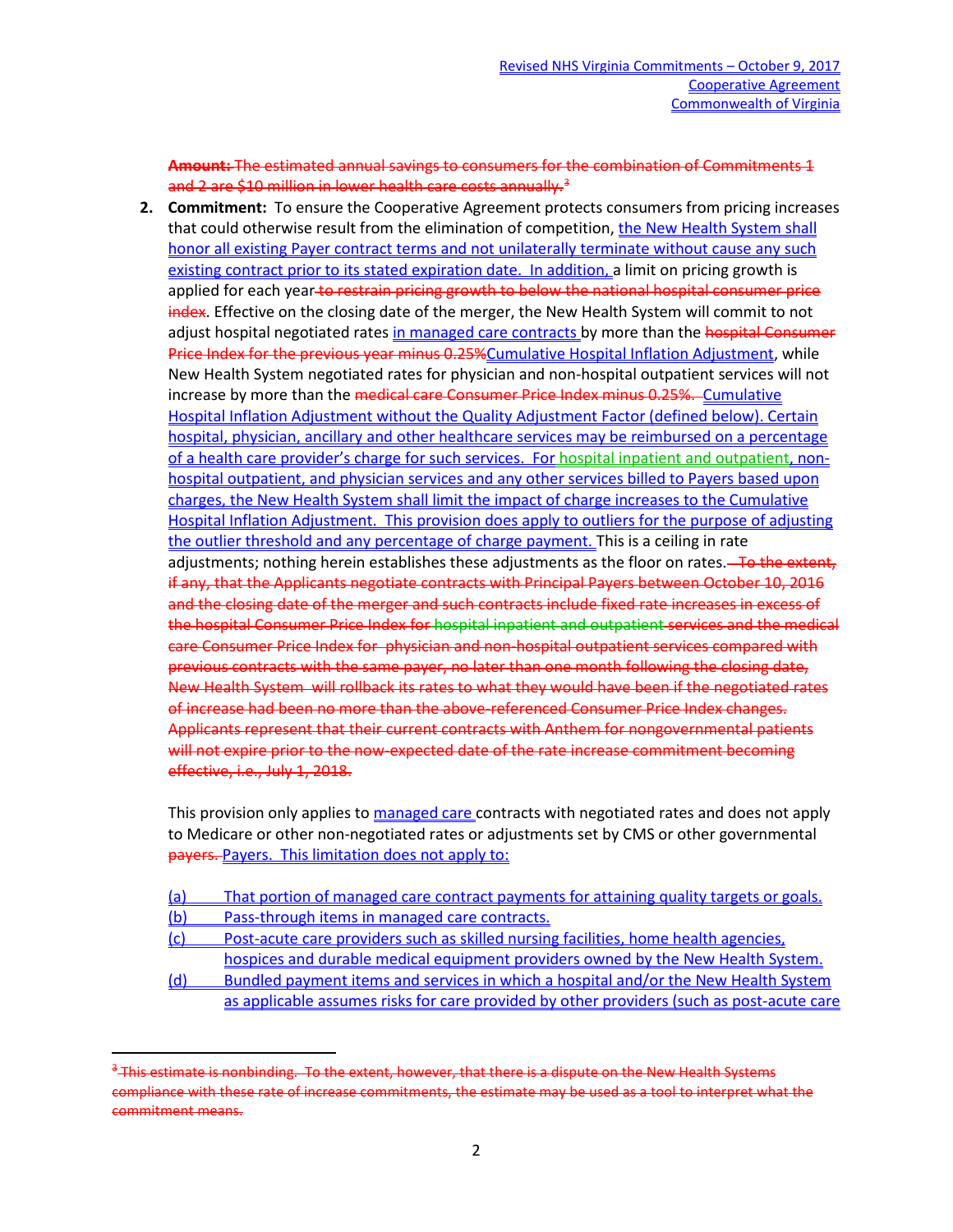**Amount:** The estimated annual savings to consumers for the combination of Commitments 1 and 2 are $10 million in lower health care costs annually.[3]

2. **Commitment:** To ensure the Cooperative Agreement protects consumers from pricing increases that could otherwise result from the elimination of competition, the New Health System shall honor all existing Payer contract terms and not unilaterally terminate without cause any such existing contract prior to its stated expiration date. In addition, a limit on pricing growth is applied for each year to restrain pricing growth to below the national hospital consumer price index. Effective on the closing date of the merger, the New Health System will commit to not adjust hospital negotiated rates in managed care contracts by more than the hospital Consumer Price Index for the previous year minus 0.25%Cumulative Hospital Inflation Adjustment, while New Health System negotiated rates for physician and non-hospital outpatient services will not increase by more than the medical care Consumer Price Index minus 0.25%. Cumulative Hospital Inflation Adjustment without the Quality Adjustment Factor (defined below). Certain hospital, physician, ancillary and other healthcare services may be reimbursed on a percentage of a health care provider's charge for such services. For hospital inpatient and outpatient, non-hospital outpatient, and physician services and any other services billed to Payers based upon charges, the New Health System shall limit the impact of charge increases to the Cumulative Hospital Inflation Adjustment. This provision does apply to outliers for the purpose of adjusting the outlier threshold and any percentage of charge payment. This is a ceiling in rate adjustments; nothing herein establishes these adjustments as the floor on rates. To the extent, if any, that the Applicants negotiate contracts with Principal Payers between October 10, 2016 and the closing date of the merger and such contracts include fixed rate increases in excess of the hospital Consumer Price Index for hospital inpatient and outpatient services and the medical care Consumer Price Index for physician and non-hospital outpatient services compared with previous contracts with the same payer, no later than one month following the closing date, New Health System will rollback its rates to what they would have been if the negotiated rates of increase had been no more than the above-referenced Consumer Price Index changes. Applicants represent that their current contracts with Anthem for nongovernmental patients will not expire prior to the now-expected date of the rate increase commitment becoming effective, i.e., July 1, 2018.

   This provision only applies to managed care contracts with negotiated rates and does not apply to Medicare or other non-negotiated rates or adjustments set by CMS or other governmental payers. Payers. This limitation does not apply to:

   (a) That portion of managed care contract payments for attaining quality targets or goals.
   (b) Pass-through items in managed care contracts.
   (c) Post-acute care providers such as skilled nursing facilities, home health agencies, hospices and durable medical equipment providers owned by the New Health System.
   (d) Bundled payment items and services in which a hospital and/or the New Health System as applicable assumes risks for care provided by other providers (such as post-acute care

[3] This estimate is nonbinding. To the extent, however, that there is a dispute on the New Health Systems compliance with these rate of increase commitments, the estimate may be used as a tool to interpret what the commitment means.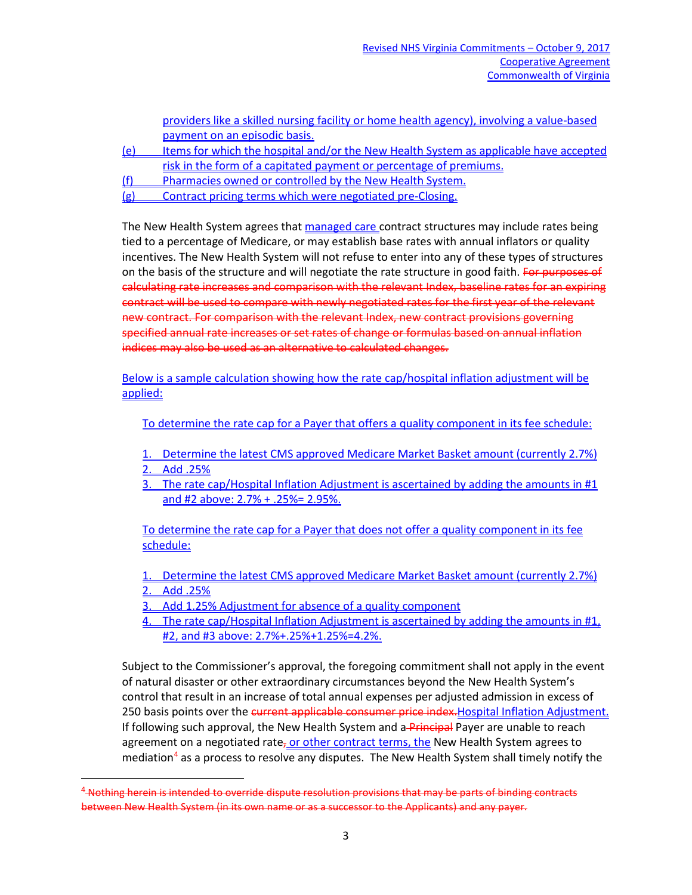providers like a skilled nursing facility or home health agency), involving a value-based payment on an episodic basis.

(e) Items for which the hospital and/or the New Health System as applicable have accepted risk in the form of a capitated payment or percentage of premiums.

(f) Pharmacies owned or controlled by the New Health System.

(g) Contract pricing terms which were negotiated pre-Closing.

The New Health System agrees that managed care contract structures may include rates being tied to a percentage of Medicare, or may establish base rates with annual inflators or quality incentives. The New Health System will not refuse to enter into any of these types of structures on the basis of the structure and will negotiate the rate structure in good faith. ~~For purposes of calculating rate increases and comparison with the relevant Index, baseline rates for an expiring contract will be used to compare with newly negotiated rates for the first year of the relevant new contract. For comparison with the relevant Index, new contract provisions governing specified annual rate increases or set rates of change or formulas based on annual inflation indices may also be used as an alternative to calculated changes.~~

Below is a sample calculation showing how the rate cap/hospital inflation adjustment will be applied:

To determine the rate cap for a Payer that offers a quality component in its fee schedule:

1. Determine the latest CMS approved Medicare Market Basket amount (currently 2.7%)
2. Add .25%
3. The rate cap/Hospital Inflation Adjustment is ascertained by adding the amounts in #1 and #2 above: 2.7% + .25%= 2.95%.

To determine the rate cap for a Payer that does not offer a quality component in its fee schedule:

1. Determine the latest CMS approved Medicare Market Basket amount (currently 2.7%)
2. Add .25%
3. Add 1.25% Adjustment for absence of a quality component
4. The rate cap/Hospital Inflation Adjustment is ascertained by adding the amounts in #1, #2, and #3 above: 2.7%+.25%+1.25%=4.2%.

Subject to the Commissioner's approval, the foregoing commitment shall not apply in the event of natural disaster or other extraordinary circumstances beyond the New Health System's control that result in an increase of total annual expenses per adjusted admission in excess of 250 basis points over the ~~current applicable consumer price index.~~ Hospital Inflation Adjustment. If following such approval, the New Health System and a ~~Principal~~ Payer are unable to reach agreement on a negotiated rate~~,~~ or other contract terms, the New Health System agrees to mediation[4] as a process to resolve any disputes. The New Health System shall timely notify the

[4] ~~Nothing herein is intended to override dispute resolution provisions that may be parts of binding contracts between New Health System (in its own name or as a successor to the Applicants) and any payer.~~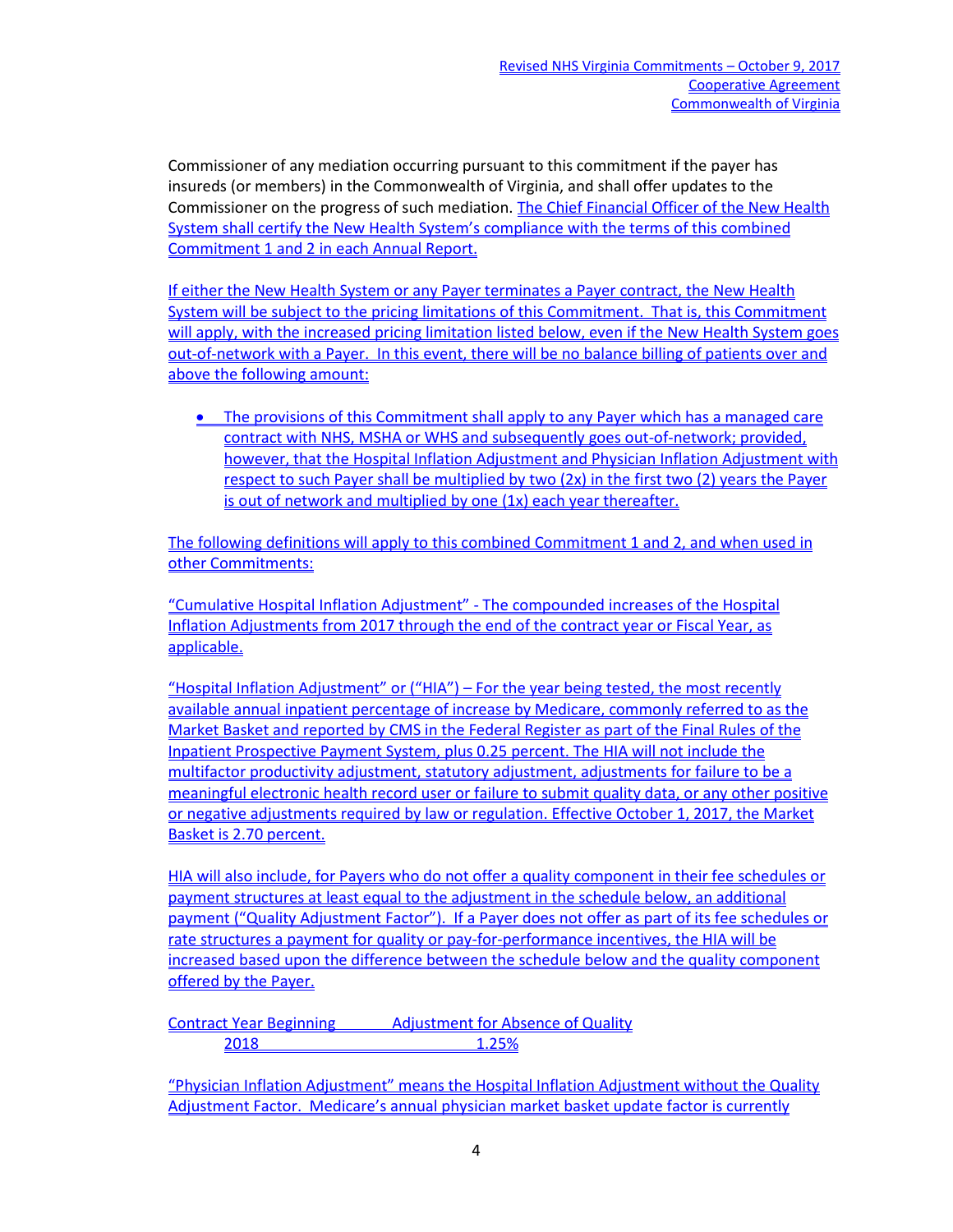Commissioner of any mediation occurring pursuant to this commitment if the payer has insureds (or members) in the Commonwealth of Virginia, and shall offer updates to the Commissioner on the progress of such mediation. The Chief Financial Officer of the New Health System shall certify the New Health System's compliance with the terms of this combined Commitment 1 and 2 in each Annual Report.

If either the New Health System or any Payer terminates a Payer contract, the New Health System will be subject to the pricing limitations of this Commitment. That is, this Commitment will apply, with the increased pricing limitation listed below, even if the New Health System goes out-of-network with a Payer. In this event, there will be no balance billing of patients over and above the following amount:

- The provisions of this Commitment shall apply to any Payer which has a managed care contract with NHS, MSHA or WHS and subsequently goes out-of-network; provided, however, that the Hospital Inflation Adjustment and Physician Inflation Adjustment with respect to such Payer shall be multiplied by two (2x) in the first two (2) years the Payer is out of network and multiplied by one (1x) each year thereafter.

The following definitions will apply to this combined Commitment 1 and 2, and when used in other Commitments:

"Cumulative Hospital Inflation Adjustment" - The compounded increases of the Hospital Inflation Adjustments from 2017 through the end of the contract year or Fiscal Year, as applicable.

"Hospital Inflation Adjustment" or ("HIA") – For the year being tested, the most recently available annual inpatient percentage of increase by Medicare, commonly referred to as the Market Basket and reported by CMS in the Federal Register as part of the Final Rules of the Inpatient Prospective Payment System, plus 0.25 percent. The HIA will not include the multifactor productivity adjustment, statutory adjustment, adjustments for failure to be a meaningful electronic health record user or failure to submit quality data, or any other positive or negative adjustments required by law or regulation. Effective October 1, 2017, the Market Basket is 2.70 percent.

HIA will also include, for Payers who do not offer a quality component in their fee schedules or payment structures at least equal to the adjustment in the schedule below, an additional payment ("Quality Adjustment Factor"). If a Payer does not offer as part of its fee schedules or rate structures a payment for quality or pay-for-performance incentives, the HIA will be increased based upon the difference between the schedule below and the quality component offered by the Payer.

| Contract Year Beginning | Adjustment for Absence of Quality |
|---|---|
| 2018 | 1.25% |

"Physician Inflation Adjustment" means the Hospital Inflation Adjustment without the Quality Adjustment Factor. Medicare's annual physician market basket update factor is currently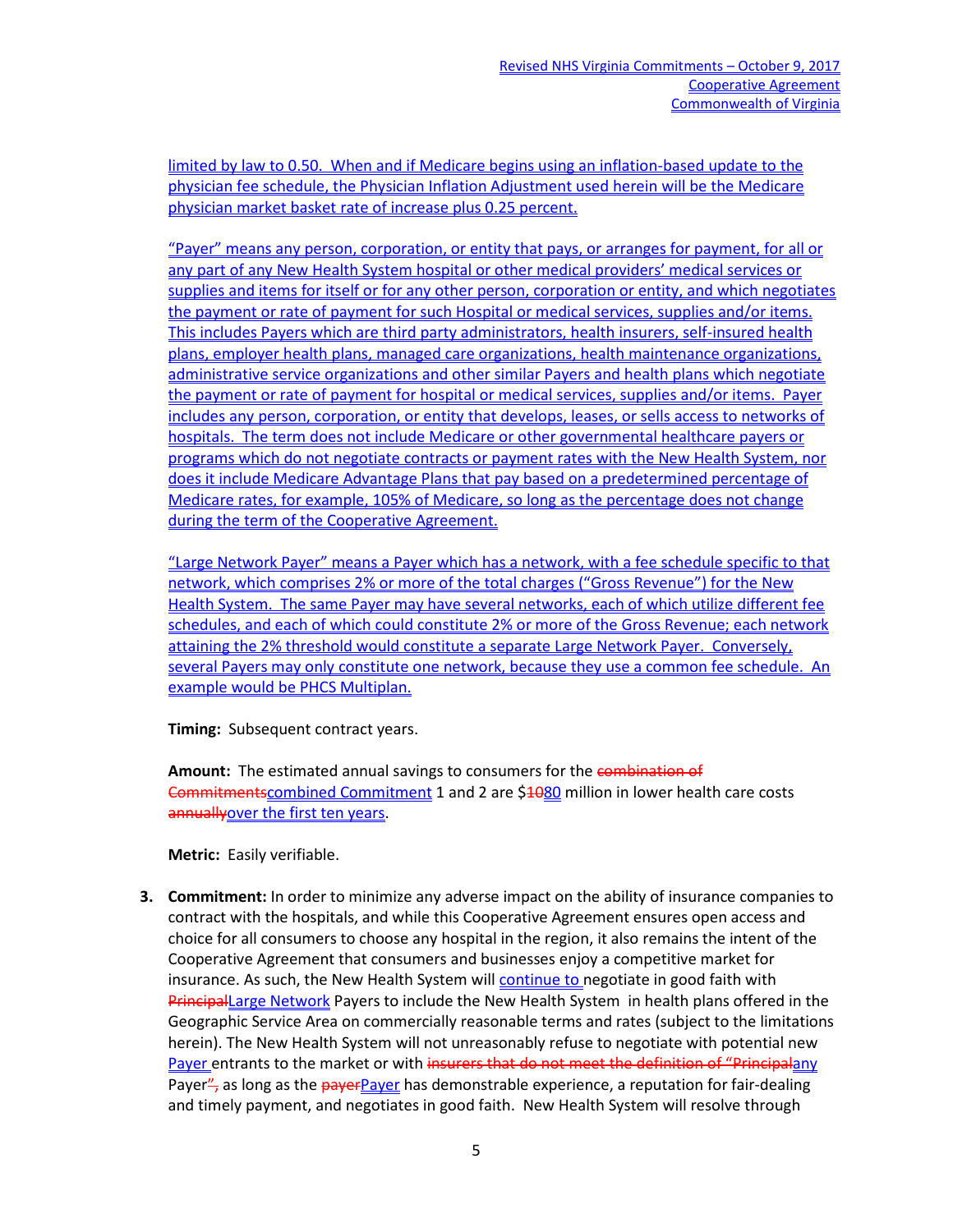limited by law to 0.50. When and if Medicare begins using an inflation-based update to the physician fee schedule, the Physician Inflation Adjustment used herein will be the Medicare physician market basket rate of increase plus 0.25 percent.

"Payer" means any person, corporation, or entity that pays, or arranges for payment, for all or any part of any New Health System hospital or other medical providers' medical services or supplies and items for itself or for any other person, corporation or entity, and which negotiates the payment or rate of payment for such Hospital or medical services, supplies and/or items. This includes Payers which are third party administrators, health insurers, self-insured health plans, employer health plans, managed care organizations, health maintenance organizations, administrative service organizations and other similar Payers and health plans which negotiate the payment or rate of payment for hospital or medical services, supplies and/or items. Payer includes any person, corporation, or entity that develops, leases, or sells access to networks of hospitals. The term does not include Medicare or other governmental healthcare payers or programs which do not negotiate contracts or payment rates with the New Health System, nor does it include Medicare Advantage Plans that pay based on a predetermined percentage of Medicare rates, for example, 105% of Medicare, so long as the percentage does not change during the term of the Cooperative Agreement.

"Large Network Payer" means a Payer which has a network, with a fee schedule specific to that network, which comprises 2% or more of the total charges ("Gross Revenue") for the New Health System. The same Payer may have several networks, each of which utilize different fee schedules, and each of which could constitute 2% or more of the Gross Revenue; each network attaining the 2% threshold would constitute a separate Large Network Payer. Conversely, several Payers may only constitute one network, because they use a common fee schedule. An example would be PHCS Multiplan.

**Timing:** Subsequent contract years.

**Amount:** The estimated annual savings to consumers for the ~~combination of Commitments~~combined Commitment 1 and 2 are $~~10~~80 million in lower health care costs ~~annually~~over the first ten years.

**Metric:** Easily verifiable.

3. **Commitment:** In order to minimize any adverse impact on the ability of insurance companies to contract with the hospitals, and while this Cooperative Agreement ensures open access and choice for all consumers to choose any hospital in the region, it also remains the intent of the Cooperative Agreement that consumers and businesses enjoy a competitive market for insurance. As such, the New Health System will continue to negotiate in good faith with ~~Principal~~Large Network Payers to include the New Health System in health plans offered in the Geographic Service Area on commercially reasonable terms and rates (subject to the limitations herein). The New Health System will not unreasonably refuse to negotiate with potential new Payer entrants to the market or with ~~insurers that do not meet the definition of "Principal~~any Payer~~",~~ as long as the ~~payer~~Payer has demonstrable experience, a reputation for fair-dealing and timely payment, and negotiates in good faith. New Health System will resolve through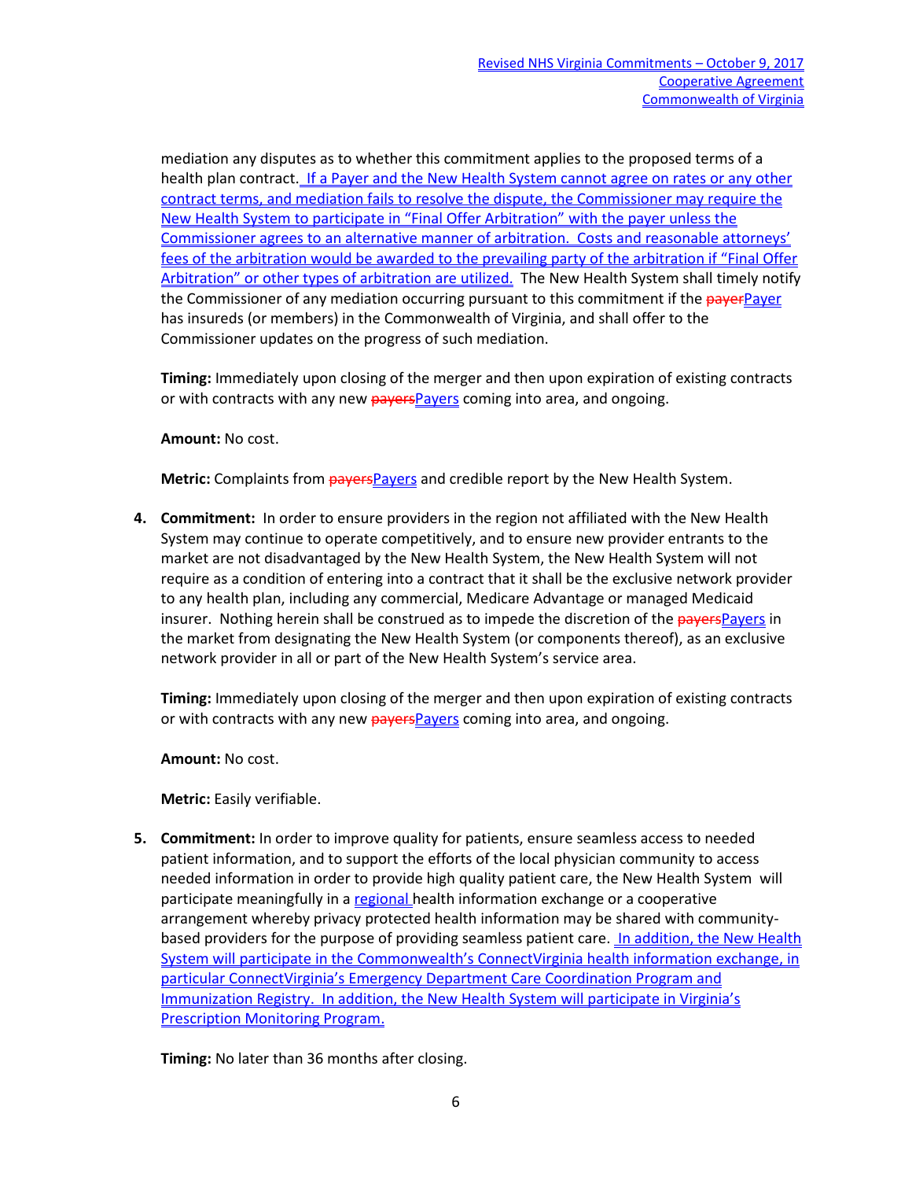mediation any disputes as to whether this commitment applies to the proposed terms of a health plan contract. If a Payer and the New Health System cannot agree on rates or any other contract terms, and mediation fails to resolve the dispute, the Commissioner may require the New Health System to participate in "Final Offer Arbitration" with the payer unless the Commissioner agrees to an alternative manner of arbitration. Costs and reasonable attorneys' fees of the arbitration would be awarded to the prevailing party of the arbitration if "Final Offer Arbitration" or other types of arbitration are utilized. The New Health System shall timely notify the Commissioner of any mediation occurring pursuant to this commitment if the ~~payer~~Payer has insureds (or members) in the Commonwealth of Virginia, and shall offer to the Commissioner updates on the progress of such mediation.

**Timing:** Immediately upon closing of the merger and then upon expiration of existing contracts or with contracts with any new ~~payers~~Payers coming into area, and ongoing.

**Amount:** No cost.

**Metric:** Complaints from ~~payers~~Payers and credible report by the New Health System.

4. **Commitment:** In order to ensure providers in the region not affiliated with the New Health System may continue to operate competitively, and to ensure new provider entrants to the market are not disadvantaged by the New Health System, the New Health System will not require as a condition of entering into a contract that it shall be the exclusive network provider to any health plan, including any commercial, Medicare Advantage or managed Medicaid insurer. Nothing herein shall be construed as to impede the discretion of the ~~payers~~Payers in the market from designating the New Health System (or components thereof), as an exclusive network provider in all or part of the New Health System's service area.

   **Timing:** Immediately upon closing of the merger and then upon expiration of existing contracts or with contracts with any new ~~payers~~Payers coming into area, and ongoing.

   **Amount:** No cost.

   **Metric:** Easily verifiable.

5. **Commitment:** In order to improve quality for patients, ensure seamless access to needed patient information, and to support the efforts of the local physician community to access needed information in order to provide high quality patient care, the New Health System will participate meaningfully in a regional health information exchange or a cooperative arrangement whereby privacy protected health information may be shared with community-based providers for the purpose of providing seamless patient care. In addition, the New Health System will participate in the Commonwealth's ConnectVirginia health information exchange, in particular ConnectVirginia's Emergency Department Care Coordination Program and Immunization Registry. In addition, the New Health System will participate in Virginia's Prescription Monitoring Program.

   **Timing:** No later than 36 months after closing.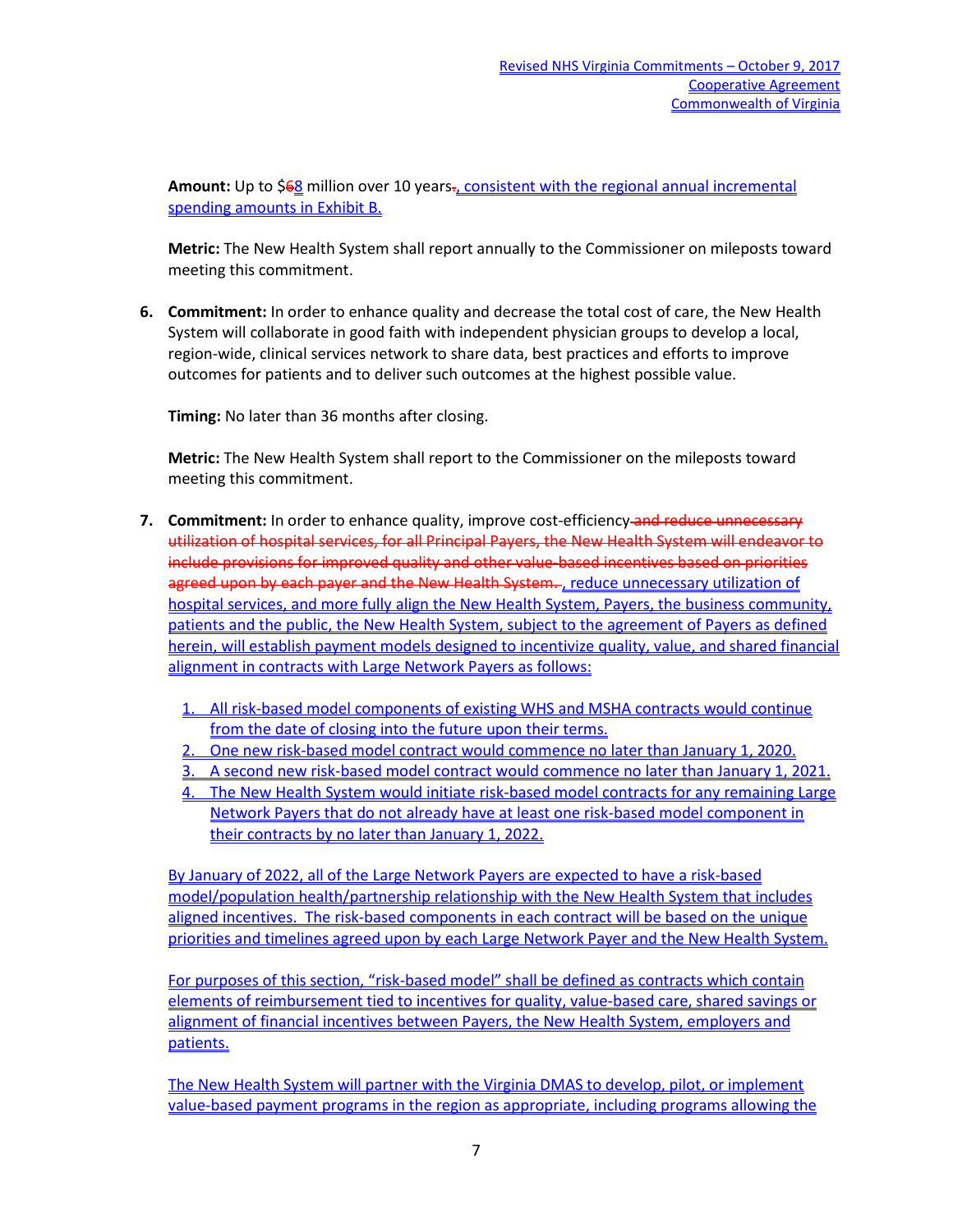**Amount:** Up to $~~6~~8 million over 10 years~~.~~, consistent with the regional annual incremental spending amounts in Exhibit B.

**Metric:** The New Health System shall report annually to the Commissioner on mileposts toward meeting this commitment.

6. **Commitment:** In order to enhance quality and decrease the total cost of care, the New Health System will collaborate in good faith with independent physician groups to develop a local, region-wide, clinical services network to share data, best practices and efforts to improve outcomes for patients and to deliver such outcomes at the highest possible value.

   **Timing:** No later than 36 months after closing.

   **Metric:** The New Health System shall report to the Commissioner on the mileposts toward meeting this commitment.

7. **Commitment:** In order to enhance quality, improve cost-efficiency ~~and reduce unnecessary utilization of hospital services, for all Principal Payers, the New Health System will endeavor to include provisions for improved quality and other value-based incentives based on priorities agreed upon by each payer and the New Health System.~~ , reduce unnecessary utilization of hospital services, and more fully align the New Health System, Payers, the business community, patients and the public, the New Health System, subject to the agreement of Payers as defined herein, will establish payment models designed to incentivize quality, value, and shared financial alignment in contracts with Large Network Payers as follows:

   1. All risk-based model components of existing WHS and MSHA contracts would continue from the date of closing into the future upon their terms.
   2. One new risk-based model contract would commence no later than January 1, 2020.
   3. A second new risk-based model contract would commence no later than January 1, 2021.
   4. The New Health System would initiate risk-based model contracts for any remaining Large Network Payers that do not already have at least one risk-based model component in their contracts by no later than January 1, 2022.

   By January of 2022, all of the Large Network Payers are expected to have a risk-based model/population health/partnership relationship with the New Health System that includes aligned incentives. The risk-based components in each contract will be based on the unique priorities and timelines agreed upon by each Large Network Payer and the New Health System.

   For purposes of this section, "risk-based model" shall be defined as contracts which contain elements of reimbursement tied to incentives for quality, value-based care, shared savings or alignment of financial incentives between Payers, the New Health System, employers and patients.

   The New Health System will partner with the Virginia DMAS to develop, pilot, or implement value-based payment programs in the region as appropriate, including programs allowing the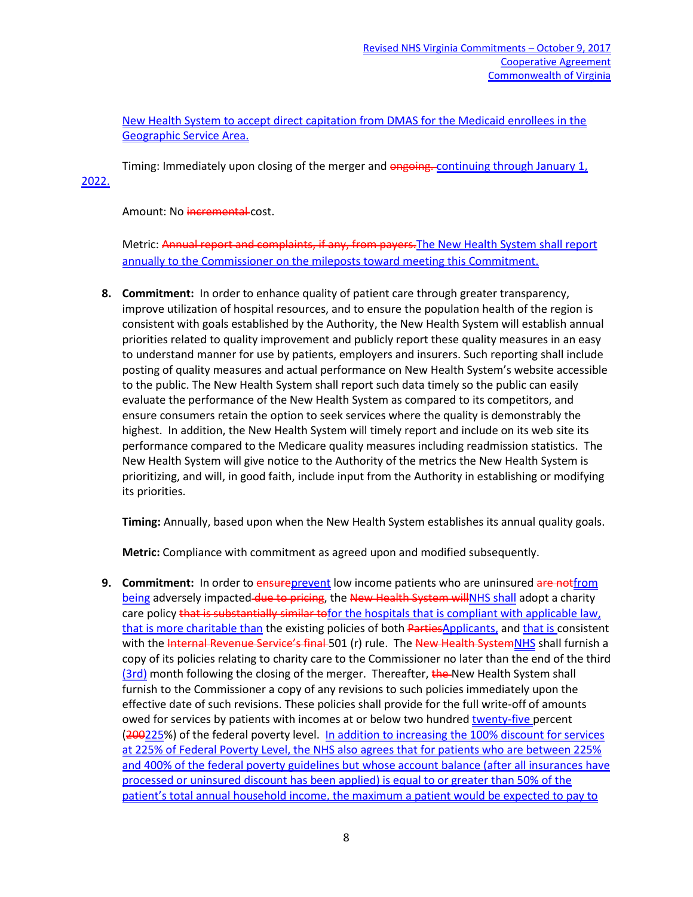New Health System to accept direct capitation from DMAS for the Medicaid enrollees in the Geographic Service Area.

Timing: Immediately upon closing of the merger and ~~ongoing.~~ continuing through January 1, 2022.

Amount: No ~~incremental~~ cost.

Metric: ~~Annual report and complaints, if any, from payers.~~The New Health System shall report annually to the Commissioner on the mileposts toward meeting this Commitment.

8. **Commitment:** In order to enhance quality of patient care through greater transparency, improve utilization of hospital resources, and to ensure the population health of the region is consistent with goals established by the Authority, the New Health System will establish annual priorities related to quality improvement and publicly report these quality measures in an easy to understand manner for use by patients, employers and insurers. Such reporting shall include posting of quality measures and actual performance on New Health System's website accessible to the public. The New Health System shall report such data timely so the public can easily evaluate the performance of the New Health System as compared to its competitors, and ensure consumers retain the option to seek services where the quality is demonstrably the highest. In addition, the New Health System will timely report and include on its web site its performance compared to the Medicare quality measures including readmission statistics. The New Health System will give notice to the Authority of the metrics the New Health System is prioritizing, and will, in good faith, include input from the Authority in establishing or modifying its priorities.

   **Timing:** Annually, based upon when the New Health System establishes its annual quality goals.

   **Metric:** Compliance with commitment as agreed upon and modified subsequently.

9. **Commitment:** In order to ~~ensure~~prevent low income patients who are uninsured ~~are not~~from being adversely impacted ~~due to pricing~~, the ~~New Health System will~~NHS shall adopt a charity care policy ~~that is substantially similar to~~for the hospitals that is compliant with applicable law, that is more charitable than the existing policies of both ~~Parties~~Applicants, and that is consistent with the ~~Internal Revenue Service's final~~ 501 (r) rule. The ~~New Health System~~NHS shall furnish a copy of its policies relating to charity care to the Commissioner no later than the end of the third (3rd) month following the closing of the merger. Thereafter, ~~the~~ New Health System shall furnish to the Commissioner a copy of any revisions to such policies immediately upon the effective date of such revisions. These policies shall provide for the full write-off of amounts owed for services by patients with incomes at or below two hundred twenty-five percent (~~200~~225%) of the federal poverty level. In addition to increasing the 100% discount for services at 225% of Federal Poverty Level, the NHS also agrees that for patients who are between 225% and 400% of the federal poverty guidelines but whose account balance (after all insurances have processed or uninsured discount has been applied) is equal to or greater than 50% of the patient's total annual household income, the maximum a patient would be expected to pay to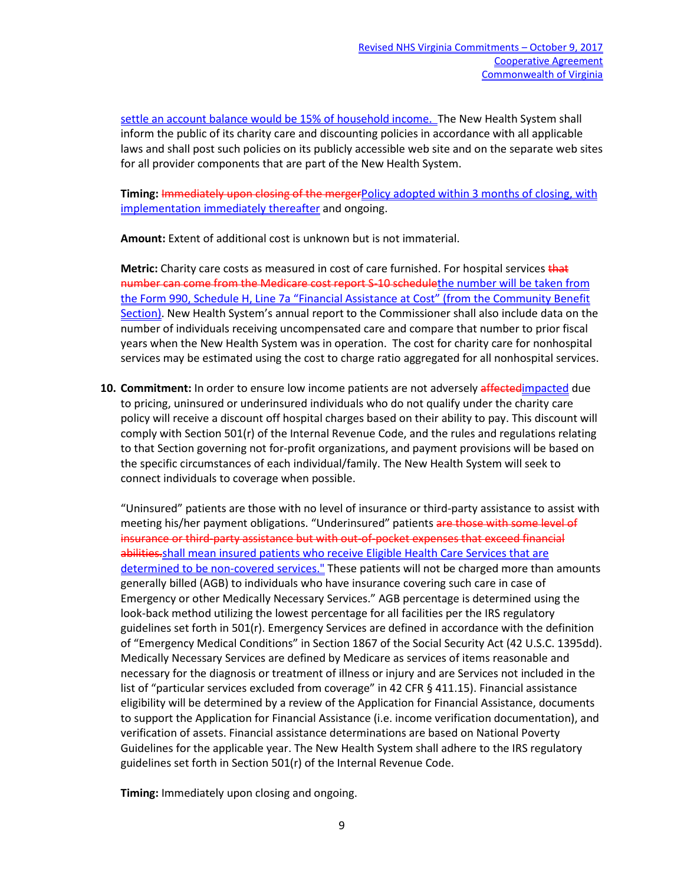settle an account balance would be 15% of household income. The New Health System shall inform the public of its charity care and discounting policies in accordance with all applicable laws and shall post such policies on its publicly accessible web site and on the separate web sites for all provider components that are part of the New Health System.

**Timing:** ~~Immediately upon closing of the merger~~Policy adopted within 3 months of closing, with implementation immediately thereafter and ongoing.

**Amount:** Extent of additional cost is unknown but is not immaterial.

**Metric:** Charity care costs as measured in cost of care furnished. For hospital services ~~that number can come from the Medicare cost report S-10 schedule~~the number will be taken from the Form 990, Schedule H, Line 7a "Financial Assistance at Cost" (from the Community Benefit Section). New Health System's annual report to the Commissioner shall also include data on the number of individuals receiving uncompensated care and compare that number to prior fiscal years when the New Health System was in operation. The cost for charity care for nonhospital services may be estimated using the cost to charge ratio aggregated for all nonhospital services.

10. **Commitment:** In order to ensure low income patients are not adversely ~~affected~~impacted due to pricing, uninsured or underinsured individuals who do not qualify under the charity care policy will receive a discount off hospital charges based on their ability to pay. This discount will comply with Section 501(r) of the Internal Revenue Code, and the rules and regulations relating to that Section governing not for-profit organizations, and payment provisions will be based on the specific circumstances of each individual/family. The New Health System will seek to connect individuals to coverage when possible.

    "Uninsured" patients are those with no level of insurance or third-party assistance to assist with meeting his/her payment obligations. "Underinsured" patients ~~are those with some level of insurance or third-party assistance but with out-of-pocket expenses that exceed financial abilities.~~shall mean insured patients who receive Eligible Health Care Services that are determined to be non-covered services." These patients will not be charged more than amounts generally billed (AGB) to individuals who have insurance covering such care in case of Emergency or other Medically Necessary Services." AGB percentage is determined using the look-back method utilizing the lowest percentage for all facilities per the IRS regulatory guidelines set forth in 501(r). Emergency Services are defined in accordance with the definition of "Emergency Medical Conditions" in Section 1867 of the Social Security Act (42 U.S.C. 1395dd). Medically Necessary Services are defined by Medicare as services of items reasonable and necessary for the diagnosis or treatment of illness or injury and are Services not included in the list of "particular services excluded from coverage" in 42 CFR § 411.15). Financial assistance eligibility will be determined by a review of the Application for Financial Assistance, documents to support the Application for Financial Assistance (i.e. income verification documentation), and verification of assets. Financial assistance determinations are based on National Poverty Guidelines for the applicable year. The New Health System shall adhere to the IRS regulatory guidelines set forth in Section 501(r) of the Internal Revenue Code.

    **Timing:** Immediately upon closing and ongoing.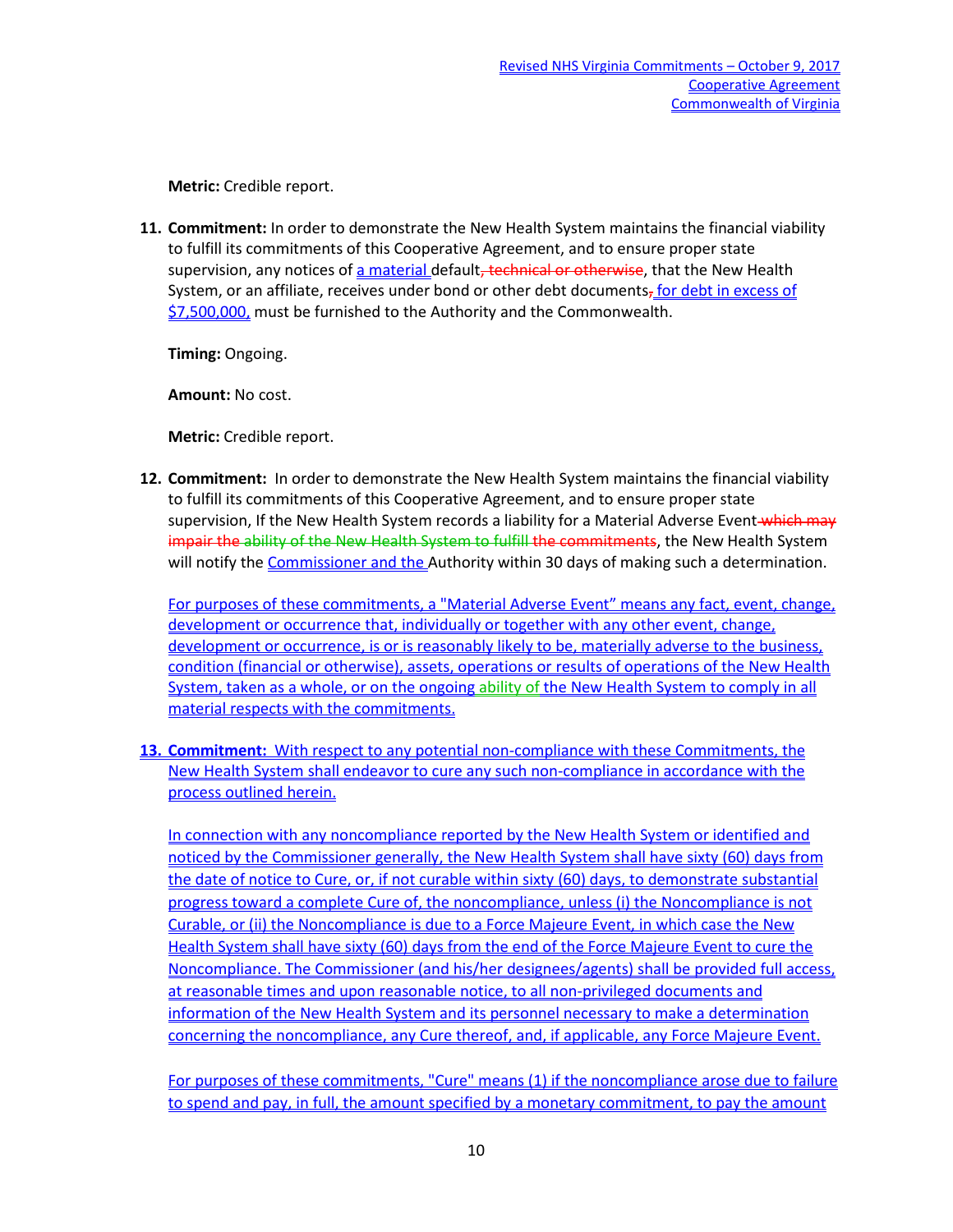Metric: Credible report.

11. **Commitment:** In order to demonstrate the New Health System maintains the financial viability to fulfill its commitments of this Cooperative Agreement, and to ensure proper state supervision, any notices of a material default, technical or otherwise, that the New Health System, or an affiliate, receives under bond or other debt documents, for debt in excess of $7,500,000, must be furnished to the Authority and the Commonwealth.

    **Timing:** Ongoing.

    **Amount:** No cost.

    **Metric:** Credible report.

12. **Commitment:** In order to demonstrate the New Health System maintains the financial viability to fulfill its commitments of this Cooperative Agreement, and to ensure proper state supervision, If the New Health System records a liability for a Material Adverse Event which may impair the ability of the New Health System to fulfill the commitments, the New Health System will notify the Commissioner and the Authority within 30 days of making such a determination.

    For purposes of these commitments, a "Material Adverse Event" means any fact, event, change, development or occurrence that, individually or together with any other event, change, development or occurrence, is or is reasonably likely to be, materially adverse to the business, condition (financial or otherwise), assets, operations or results of operations of the New Health System, taken as a whole, or on the ongoing ability of the New Health System to comply in all material respects with the commitments.

13. **Commitment:** With respect to any potential non-compliance with these Commitments, the New Health System shall endeavor to cure any such non-compliance in accordance with the process outlined herein.

    In connection with any noncompliance reported by the New Health System or identified and noticed by the Commissioner generally, the New Health System shall have sixty (60) days from the date of notice to Cure, or, if not curable within sixty (60) days, to demonstrate substantial progress toward a complete Cure of, the noncompliance, unless (i) the Noncompliance is not Curable, or (ii) the Noncompliance is due to a Force Majeure Event, in which case the New Health System shall have sixty (60) days from the end of the Force Majeure Event to cure the Noncompliance. The Commissioner (and his/her designees/agents) shall be provided full access, at reasonable times and upon reasonable notice, to all non-privileged documents and information of the New Health System and its personnel necessary to make a determination concerning the noncompliance, any Cure thereof, and, if applicable, any Force Majeure Event.

    For purposes of these commitments, "Cure" means (1) if the noncompliance arose due to failure to spend and pay, in full, the amount specified by a monetary commitment, to pay the amount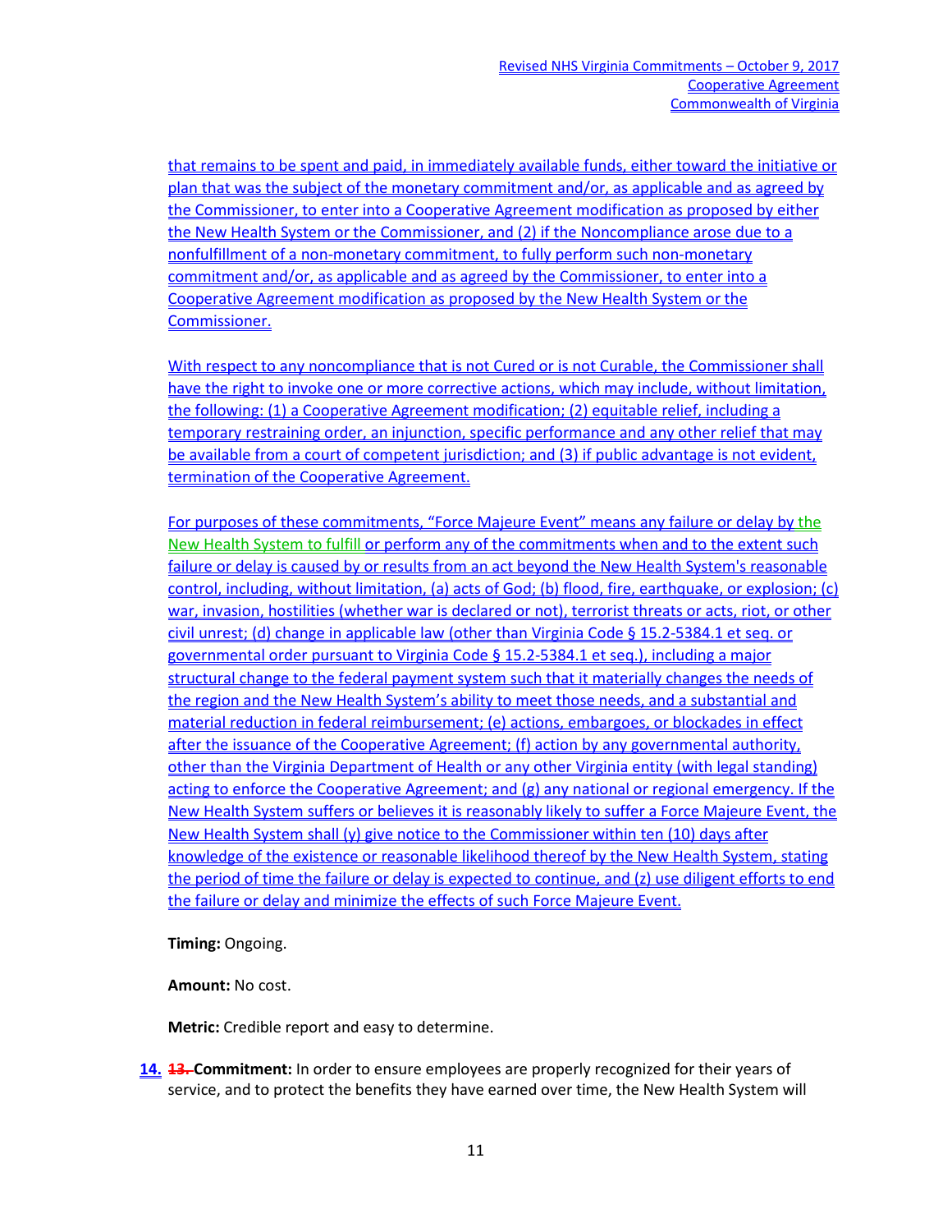that remains to be spent and paid, in immediately available funds, either toward the initiative or plan that was the subject of the monetary commitment and/or, as applicable and as agreed by the Commissioner, to enter into a Cooperative Agreement modification as proposed by either the New Health System or the Commissioner, and (2) if the Noncompliance arose due to a nonfulfillment of a non-monetary commitment, to fully perform such non-monetary commitment and/or, as applicable and as agreed by the Commissioner, to enter into a Cooperative Agreement modification as proposed by the New Health System or the Commissioner.

With respect to any noncompliance that is not Cured or is not Curable, the Commissioner shall have the right to invoke one or more corrective actions, which may include, without limitation, the following: (1) a Cooperative Agreement modification; (2) equitable relief, including a temporary restraining order, an injunction, specific performance and any other relief that may be available from a court of competent jurisdiction; and (3) if public advantage is not evident, termination of the Cooperative Agreement.

For purposes of these commitments, "Force Majeure Event" means any failure or delay by the New Health System to fulfill or perform any of the commitments when and to the extent such failure or delay is caused by or results from an act beyond the New Health System's reasonable control, including, without limitation, (a) acts of God; (b) flood, fire, earthquake, or explosion; (c) war, invasion, hostilities (whether war is declared or not), terrorist threats or acts, riot, or other civil unrest; (d) change in applicable law (other than Virginia Code § 15.2-5384.1 et seq. or governmental order pursuant to Virginia Code § 15.2-5384.1 et seq.), including a major structural change to the federal payment system such that it materially changes the needs of the region and the New Health System's ability to meet those needs, and a substantial and material reduction in federal reimbursement; (e) actions, embargoes, or blockades in effect after the issuance of the Cooperative Agreement; (f) action by any governmental authority, other than the Virginia Department of Health or any other Virginia entity (with legal standing) acting to enforce the Cooperative Agreement; and (g) any national or regional emergency. If the New Health System suffers or believes it is reasonably likely to suffer a Force Majeure Event, the New Health System shall (y) give notice to the Commissioner within ten (10) days after knowledge of the existence or reasonable likelihood thereof by the New Health System, stating the period of time the failure or delay is expected to continue, and (z) use diligent efforts to end the failure or delay and minimize the effects of such Force Majeure Event.

**Timing:** Ongoing.

**Amount:** No cost.

**Metric:** Credible report and easy to determine.

14. ~~13.~~ **Commitment:** In order to ensure employees are properly recognized for their years of service, and to protect the benefits they have earned over time, the New Health System will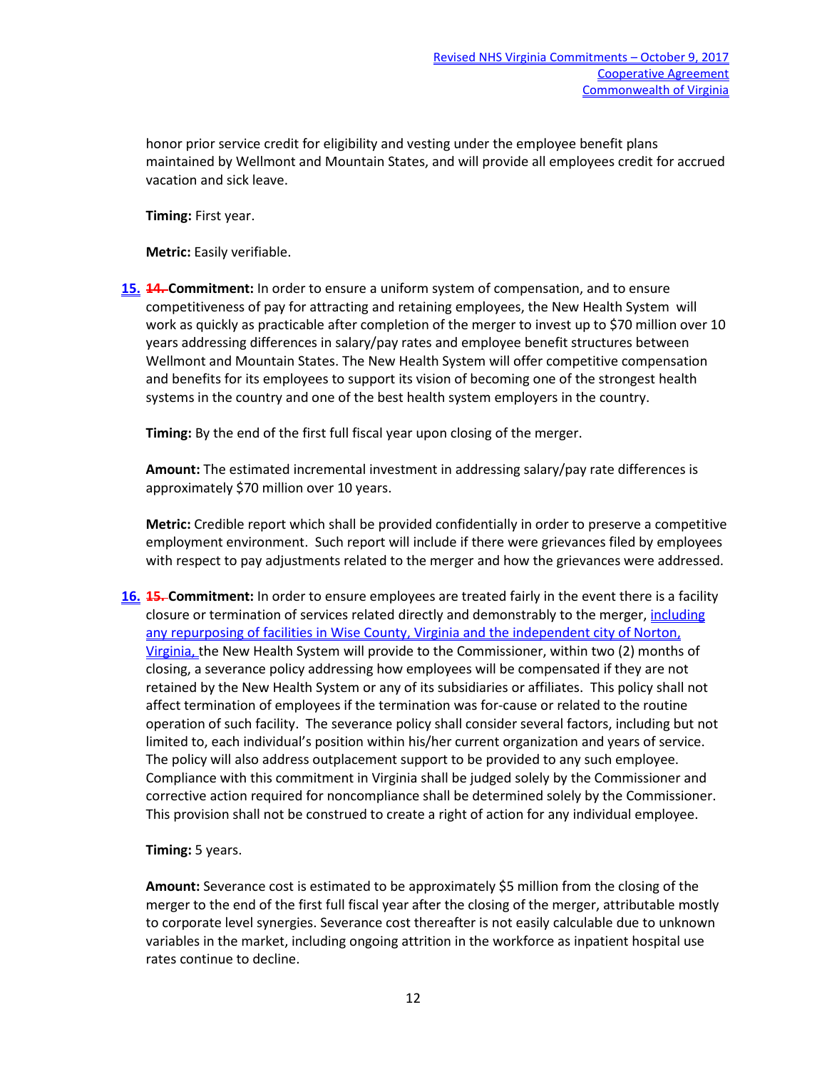honor prior service credit for eligibility and vesting under the employee benefit plans maintained by Wellmont and Mountain States, and will provide all employees credit for accrued vacation and sick leave.

**Timing:** First year.

**Metric:** Easily verifiable.

**15.** ~~14.~~ **Commitment:** In order to ensure a uniform system of compensation, and to ensure competitiveness of pay for attracting and retaining employees, the New Health System will work as quickly as practicable after completion of the merger to invest up to $70 million over 10 years addressing differences in salary/pay rates and employee benefit structures between Wellmont and Mountain States. The New Health System will offer competitive compensation and benefits for its employees to support its vision of becoming one of the strongest health systems in the country and one of the best health system employers in the country.

**Timing:** By the end of the first full fiscal year upon closing of the merger.

**Amount:** The estimated incremental investment in addressing salary/pay rate differences is approximately $70 million over 10 years.

**Metric:** Credible report which shall be provided confidentially in order to preserve a competitive employment environment. Such report will include if there were grievances filed by employees with respect to pay adjustments related to the merger and how the grievances were addressed.

**16.** ~~15.~~ **Commitment:** In order to ensure employees are treated fairly in the event there is a facility closure or termination of services related directly and demonstrably to the merger, including any repurposing of facilities in Wise County, Virginia and the independent city of Norton, Virginia, the New Health System will provide to the Commissioner, within two (2) months of closing, a severance policy addressing how employees will be compensated if they are not retained by the New Health System or any of its subsidiaries or affiliates. This policy shall not affect termination of employees if the termination was for-cause or related to the routine operation of such facility. The severance policy shall consider several factors, including but not limited to, each individual's position within his/her current organization and years of service. The policy will also address outplacement support to be provided to any such employee. Compliance with this commitment in Virginia shall be judged solely by the Commissioner and corrective action required for noncompliance shall be determined solely by the Commissioner. This provision shall not be construed to create a right of action for any individual employee.

**Timing:** 5 years.

**Amount:** Severance cost is estimated to be approximately $5 million from the closing of the merger to the end of the first full fiscal year after the closing of the merger, attributable mostly to corporate level synergies. Severance cost thereafter is not easily calculable due to unknown variables in the market, including ongoing attrition in the workforce as inpatient hospital use rates continue to decline.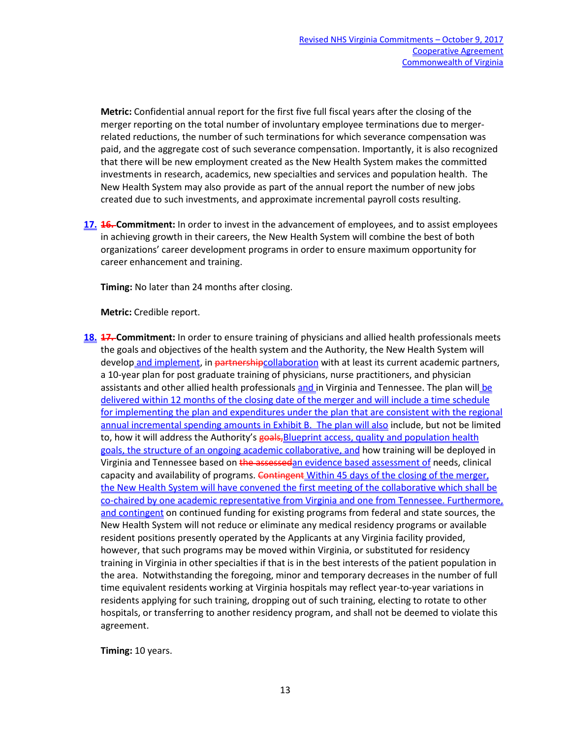**Metric:** Confidential annual report for the first five full fiscal years after the closing of the merger reporting on the total number of involuntary employee terminations due to merger-related reductions, the number of such terminations for which severance compensation was paid, and the aggregate cost of such severance compensation. Importantly, it is also recognized that there will be new employment created as the New Health System makes the committed investments in research, academics, new specialties and services and population health. The New Health System may also provide as part of the annual report the number of new jobs created due to such investments, and approximate incremental payroll costs resulting.

17. ~~16.~~ **Commitment:** In order to invest in the advancement of employees, and to assist employees in achieving growth in their careers, the New Health System will combine the best of both organizations' career development programs in order to ensure maximum opportunity for career enhancement and training.

**Timing:** No later than 24 months after closing.

**Metric:** Credible report.

18. ~~17.~~ **Commitment:** In order to ensure training of physicians and allied health professionals meets the goals and objectives of the health system and the Authority, the New Health System will develop and implement, in ~~partnership~~collaboration with at least its current academic partners, a 10-year plan for post graduate training of physicians, nurse practitioners, and physician assistants and other allied health professionals and in Virginia and Tennessee. The plan will be delivered within 12 months of the closing date of the merger and will include a time schedule for implementing the plan and expenditures under the plan that are consistent with the regional annual incremental spending amounts in Exhibit B. The plan will also include, but not be limited to, how it will address the Authority's ~~goals,~~Blueprint access, quality and population health goals, the structure of an ongoing academic collaborative, and how training will be deployed in Virginia and Tennessee based on ~~the assessed~~an evidence based assessment of needs, clinical capacity and availability of programs. ~~Contingent~~ Within 45 days of the closing of the merger, the New Health System will have convened the first meeting of the collaborative which shall be co-chaired by one academic representative from Virginia and one from Tennessee. Furthermore, and contingent on continued funding for existing programs from federal and state sources, the New Health System will not reduce or eliminate any medical residency programs or available resident positions presently operated by the Applicants at any Virginia facility provided, however, that such programs may be moved within Virginia, or substituted for residency training in Virginia in other specialties if that is in the best interests of the patient population in the area. Notwithstanding the foregoing, minor and temporary decreases in the number of full time equivalent residents working at Virginia hospitals may reflect year-to-year variations in residents applying for such training, dropping out of such training, electing to rotate to other hospitals, or transferring to another residency program, and shall not be deemed to violate this agreement.

**Timing:** 10 years.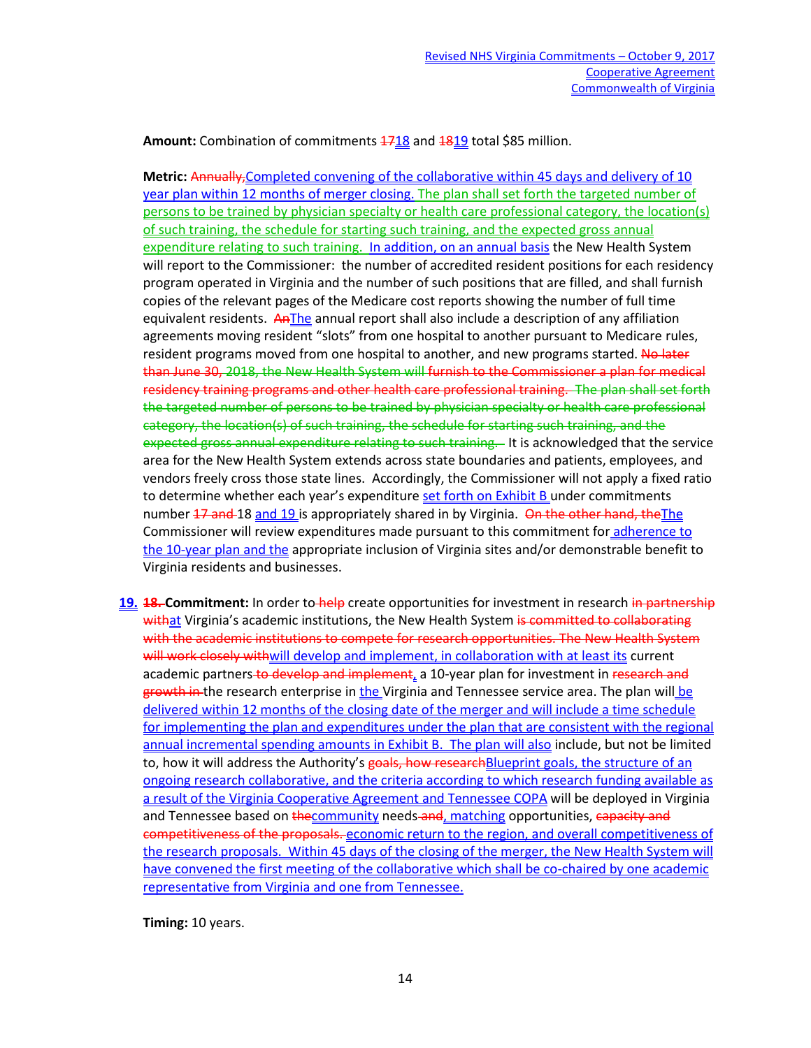**Amount:** Combination of commitments ~~17~~18 and ~~18~~19 total $85 million.

**Metric:** ~~Annually,~~Completed convening of the collaborative within 45 days and delivery of 10 year plan within 12 months of merger closing. The plan shall set forth the targeted number of persons to be trained by physician specialty or health care professional category, the location(s) of such training, the schedule for starting such training, and the expected gross annual expenditure relating to such training. In addition, on an annual basis the New Health System will report to the Commissioner: the number of accredited resident positions for each residency program operated in Virginia and the number of such positions that are filled, and shall furnish copies of the relevant pages of the Medicare cost reports showing the number of full time equivalent residents. ~~An~~The annual report shall also include a description of any affiliation agreements moving resident "slots" from one hospital to another pursuant to Medicare rules, resident programs moved from one hospital to another, and new programs started. ~~No later than June 30, 2018, the New Health System will furnish to the Commissioner a plan for medical residency training programs and other health care professional training. The plan shall set forth the targeted number of persons to be trained by physician specialty or health care professional category, the location(s) of such training, the schedule for starting such training, and the expected gross annual expenditure relating to such training.~~ It is acknowledged that the service area for the New Health System extends across state boundaries and patients, employees, and vendors freely cross those state lines. Accordingly, the Commissioner will not apply a fixed ratio to determine whether each year's expenditure set forth on Exhibit B under commitments number ~~17 and~~ 18 and 19 is appropriately shared in by Virginia. ~~On the other hand, the~~The Commissioner will review expenditures made pursuant to this commitment for adherence to the 10-year plan and the appropriate inclusion of Virginia sites and/or demonstrable benefit to Virginia residents and businesses.

**19.** ~~18.~~ **Commitment:** In order to ~~help~~ create opportunities for investment in research ~~in partnership with~~at Virginia's academic institutions, the New Health System ~~is committed to collaborating with the academic institutions to compete for research opportunities. The New Health System will work closely with~~will develop and implement, in collaboration with at least its current academic partners ~~to develop and implement~~, a 10-year plan for investment in ~~research and growth in~~ the research enterprise in the Virginia and Tennessee service area. The plan will be delivered within 12 months of the closing date of the merger and will include a time schedule for implementing the plan and expenditures under the plan that are consistent with the regional annual incremental spending amounts in Exhibit B. The plan will also include, but not be limited to, how it will address the Authority's ~~goals, how research~~Blueprint goals, the structure of an ongoing research collaborative, and the criteria according to which research funding available as a result of the Virginia Cooperative Agreement and Tennessee COPA will be deployed in Virginia and Tennessee based on ~~the~~community needs ~~and~~, matching opportunities, ~~capacity and competitiveness of the proposals.~~ economic return to the region, and overall competitiveness of the research proposals. Within 45 days of the closing of the merger, the New Health System will have convened the first meeting of the collaborative which shall be co-chaired by one academic representative from Virginia and one from Tennessee.

**Timing:** 10 years.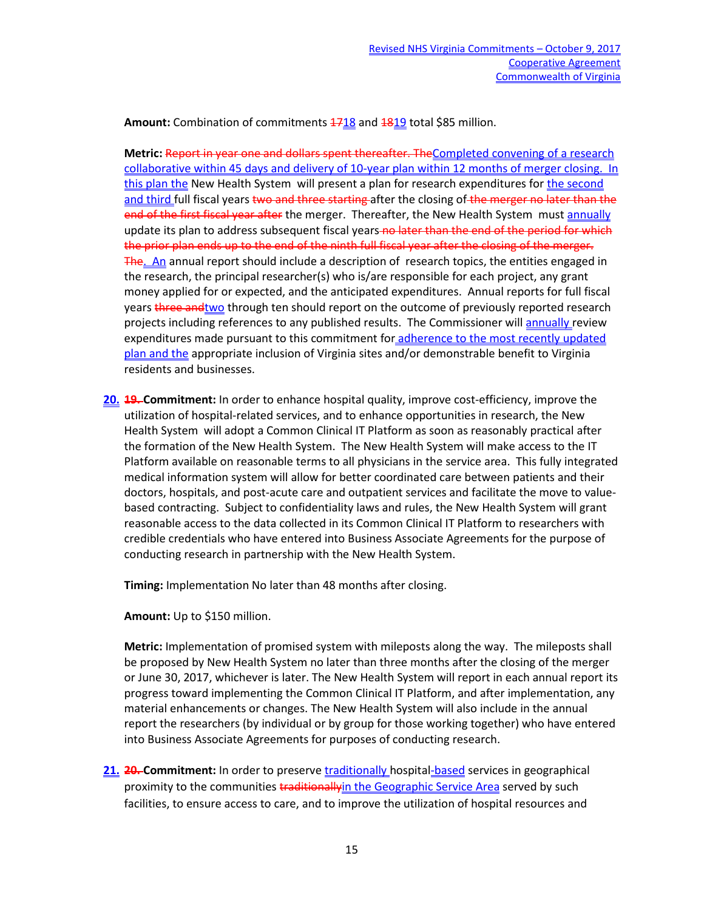**Amount:** Combination of commitments ~~17~~18 and ~~18~~19 total $85 million.

**Metric:** ~~Report in year one and dollars spent thereafter. The~~Completed convening of a research collaborative within 45 days and delivery of 10-year plan within 12 months of merger closing. In this plan the New Health System will present a plan for research expenditures for the second and third full fiscal years ~~two and three starting~~ after the closing of ~~the merger no later than the end of the first fiscal year after~~ the merger. Thereafter, the New Health System must annually update its plan to address subsequent fiscal years ~~no later than the end of the period for which the prior plan ends up to the end of the ninth full fiscal year after the closing of the merger. The~~. An annual report should include a description of research topics, the entities engaged in the research, the principal researcher(s) who is/are responsible for each project, any grant money applied for or expected, and the anticipated expenditures. Annual reports for full fiscal years ~~three and~~two through ten should report on the outcome of previously reported research projects including references to any published results. The Commissioner will annually review expenditures made pursuant to this commitment for adherence to the most recently updated plan and the appropriate inclusion of Virginia sites and/or demonstrable benefit to Virginia residents and businesses.

**20.** ~~**19.**~~ **Commitment:** In order to enhance hospital quality, improve cost-efficiency, improve the utilization of hospital-related services, and to enhance opportunities in research, the New Health System will adopt a Common Clinical IT Platform as soon as reasonably practical after the formation of the New Health System. The New Health System will make access to the IT Platform available on reasonable terms to all physicians in the service area. This fully integrated medical information system will allow for better coordinated care between patients and their doctors, hospitals, and post-acute care and outpatient services and facilitate the move to value-based contracting. Subject to confidentiality laws and rules, the New Health System will grant reasonable access to the data collected in its Common Clinical IT Platform to researchers with credible credentials who have entered into Business Associate Agreements for the purpose of conducting research in partnership with the New Health System.

**Timing:** Implementation No later than 48 months after closing.

**Amount:** Up to $150 million.

**Metric:** Implementation of promised system with mileposts along the way. The mileposts shall be proposed by New Health System no later than three months after the closing of the merger or June 30, 2017, whichever is later. The New Health System will report in each annual report its progress toward implementing the Common Clinical IT Platform, and after implementation, any material enhancements or changes. The New Health System will also include in the annual report the researchers (by individual or by group for those working together) who have entered into Business Associate Agreements for purposes of conducting research.

**21.** ~~**20.**~~ **Commitment:** In order to preserve traditionally hospital-based services in geographical proximity to the communities ~~traditionally~~in the Geographic Service Area served by such facilities, to ensure access to care, and to improve the utilization of hospital resources and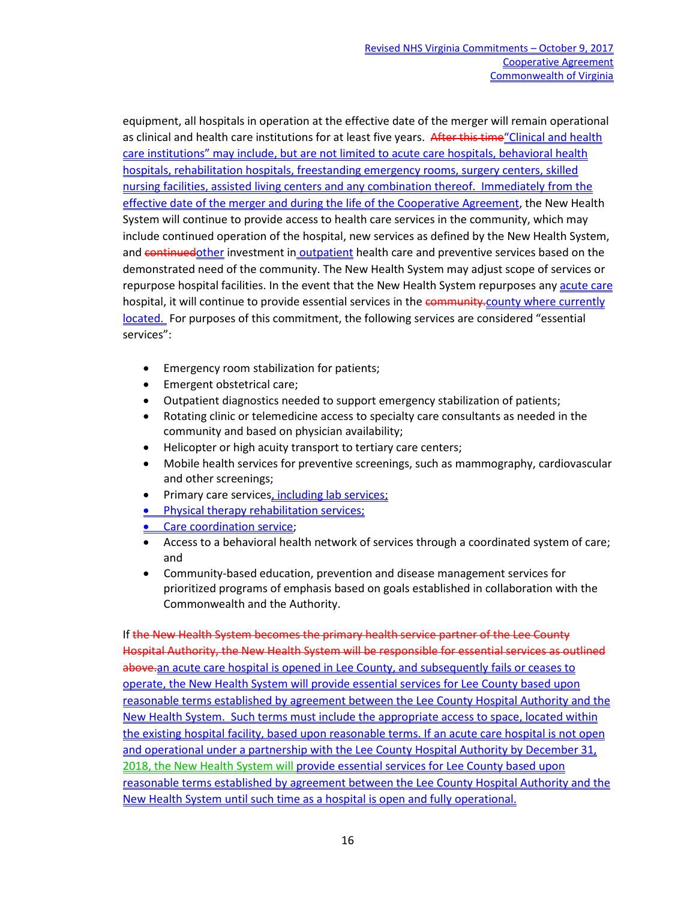equipment, all hospitals in operation at the effective date of the merger will remain operational as clinical and health care institutions for at least five years. ~~After this time~~"Clinical and health care institutions" may include, but are not limited to acute care hospitals, behavioral health hospitals, rehabilitation hospitals, freestanding emergency rooms, surgery centers, skilled nursing facilities, assisted living centers and any combination thereof. Immediately from the effective date of the merger and during the life of the Cooperative Agreement, the New Health System will continue to provide access to health care services in the community, which may include continued operation of the hospital, new services as defined by the New Health System, and ~~continued~~other investment in outpatient health care and preventive services based on the demonstrated need of the community. The New Health System may adjust scope of services or repurpose hospital facilities. In the event that the New Health System repurposes any acute care hospital, it will continue to provide essential services in the ~~community.~~county where currently located. For purposes of this commitment, the following services are considered "essential services":

- Emergency room stabilization for patients;
- Emergent obstetrical care;
- Outpatient diagnostics needed to support emergency stabilization of patients;
- Rotating clinic or telemedicine access to specialty care consultants as needed in the community and based on physician availability;
- Helicopter or high acuity transport to tertiary care centers;
- Mobile health services for preventive screenings, such as mammography, cardiovascular and other screenings;
- Primary care services, including lab services;
- Physical therapy rehabilitation services;
- Care coordination service;
- Access to a behavioral health network of services through a coordinated system of care; and
- Community-based education, prevention and disease management services for prioritized programs of emphasis based on goals established in collaboration with the Commonwealth and the Authority.

If ~~the New Health System becomes the primary health service partner of the Lee County Hospital Authority, the New Health System will be responsible for essential services as outlined above.~~an acute care hospital is opened in Lee County, and subsequently fails or ceases to operate, the New Health System will provide essential services for Lee County based upon reasonable terms established by agreement between the Lee County Hospital Authority and the New Health System. Such terms must include the appropriate access to space, located within the existing hospital facility, based upon reasonable terms. If an acute care hospital is not open and operational under a partnership with the Lee County Hospital Authority by December 31, 2018, the New Health System will provide essential services for Lee County based upon reasonable terms established by agreement between the Lee County Hospital Authority and the New Health System until such time as a hospital is open and fully operational.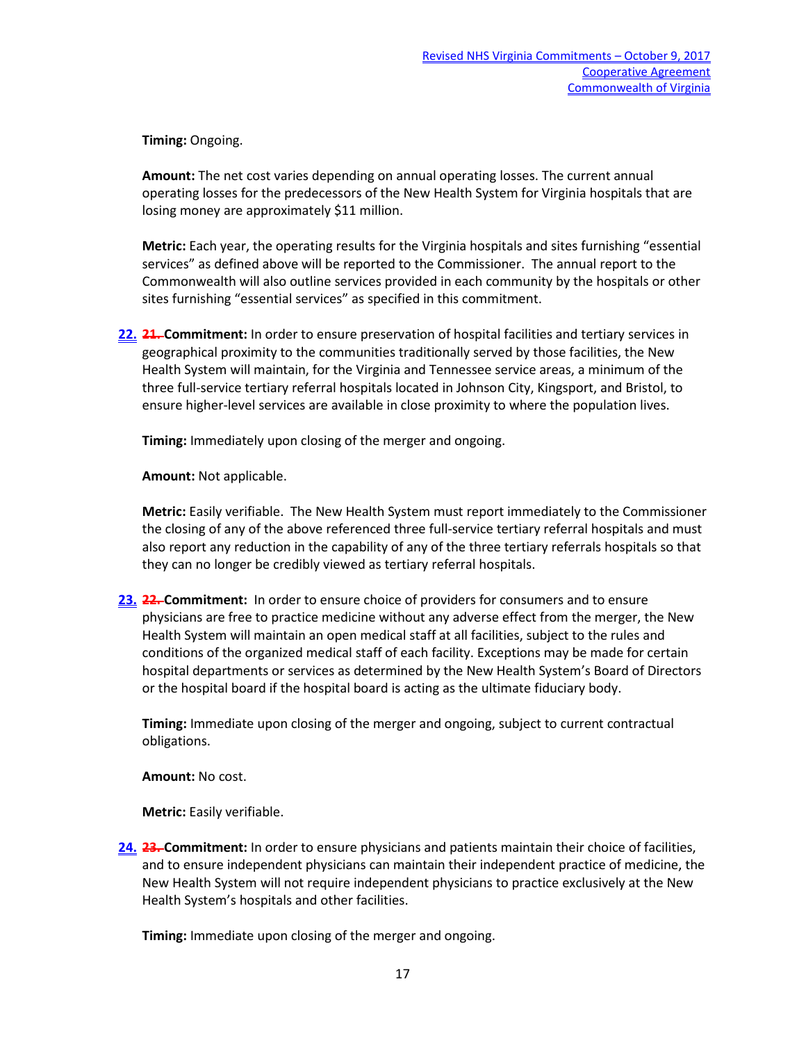**Timing:** Ongoing.

**Amount:** The net cost varies depending on annual operating losses. The current annual operating losses for the predecessors of the New Health System for Virginia hospitals that are losing money are approximately $11 million.

**Metric:** Each year, the operating results for the Virginia hospitals and sites furnishing "essential services" as defined above will be reported to the Commissioner. The annual report to the Commonwealth will also outline services provided in each community by the hospitals or other sites furnishing "essential services" as specified in this commitment.

22. ~~21.~~ **Commitment:** In order to ensure preservation of hospital facilities and tertiary services in geographical proximity to the communities traditionally served by those facilities, the New Health System will maintain, for the Virginia and Tennessee service areas, a minimum of the three full-service tertiary referral hospitals located in Johnson City, Kingsport, and Bristol, to ensure higher-level services are available in close proximity to where the population lives.

    **Timing:** Immediately upon closing of the merger and ongoing.

    **Amount:** Not applicable.

    **Metric:** Easily verifiable. The New Health System must report immediately to the Commissioner the closing of any of the above referenced three full-service tertiary referral hospitals and must also report any reduction in the capability of any of the three tertiary referrals hospitals so that they can no longer be credibly viewed as tertiary referral hospitals.

23. ~~22.~~ **Commitment:** In order to ensure choice of providers for consumers and to ensure physicians are free to practice medicine without any adverse effect from the merger, the New Health System will maintain an open medical staff at all facilities, subject to the rules and conditions of the organized medical staff of each facility. Exceptions may be made for certain hospital departments or services as determined by the New Health System's Board of Directors or the hospital board if the hospital board is acting as the ultimate fiduciary body.

    **Timing:** Immediate upon closing of the merger and ongoing, subject to current contractual obligations.

    **Amount:** No cost.

    **Metric:** Easily verifiable.

24. ~~23.~~ **Commitment:** In order to ensure physicians and patients maintain their choice of facilities, and to ensure independent physicians can maintain their independent practice of medicine, the New Health System will not require independent physicians to practice exclusively at the New Health System's hospitals and other facilities.

    **Timing:** Immediate upon closing of the merger and ongoing.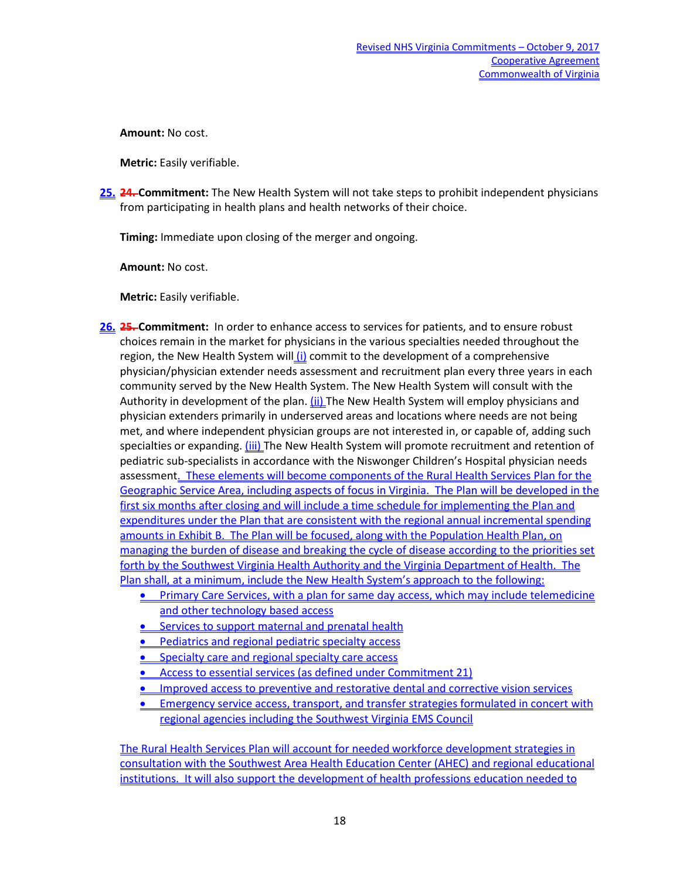**Amount:** No cost.

**Metric:** Easily verifiable.

25. ~~24.~~ **Commitment:** The New Health System will not take steps to prohibit independent physicians from participating in health plans and health networks of their choice.

**Timing:** Immediate upon closing of the merger and ongoing.

**Amount:** No cost.

**Metric:** Easily verifiable.

26. ~~25.~~ **Commitment:** In order to enhance access to services for patients, and to ensure robust choices remain in the market for physicians in the various specialties needed throughout the region, the New Health System will (i) commit to the development of a comprehensive physician/physician extender needs assessment and recruitment plan every three years in each community served by the New Health System. The New Health System will consult with the Authority in development of the plan. (ii) The New Health System will employ physicians and physician extenders primarily in underserved areas and locations where needs are not being met, and where independent physician groups are not interested in, or capable of, adding such specialties or expanding. (iii) The New Health System will promote recruitment and retention of pediatric sub-specialists in accordance with the Niswonger Children's Hospital physician needs assessment. These elements will become components of the Rural Health Services Plan for the Geographic Service Area, including aspects of focus in Virginia. The Plan will be developed in the first six months after closing and will include a time schedule for implementing the Plan and expenditures under the Plan that are consistent with the regional annual incremental spending amounts in Exhibit B. The Plan will be focused, along with the Population Health Plan, on managing the burden of disease and breaking the cycle of disease according to the priorities set forth by the Southwest Virginia Health Authority and the Virginia Department of Health. The Plan shall, at a minimum, include the New Health System's approach to the following:

- Primary Care Services, with a plan for same day access, which may include telemedicine and other technology based access
- Services to support maternal and prenatal health
- Pediatrics and regional pediatric specialty access
- Specialty care and regional specialty care access
- Access to essential services (as defined under Commitment 21)
- Improved access to preventive and restorative dental and corrective vision services
- Emergency service access, transport, and transfer strategies formulated in concert with regional agencies including the Southwest Virginia EMS Council

The Rural Health Services Plan will account for needed workforce development strategies in consultation with the Southwest Area Health Education Center (AHEC) and regional educational institutions. It will also support the development of health professions education needed to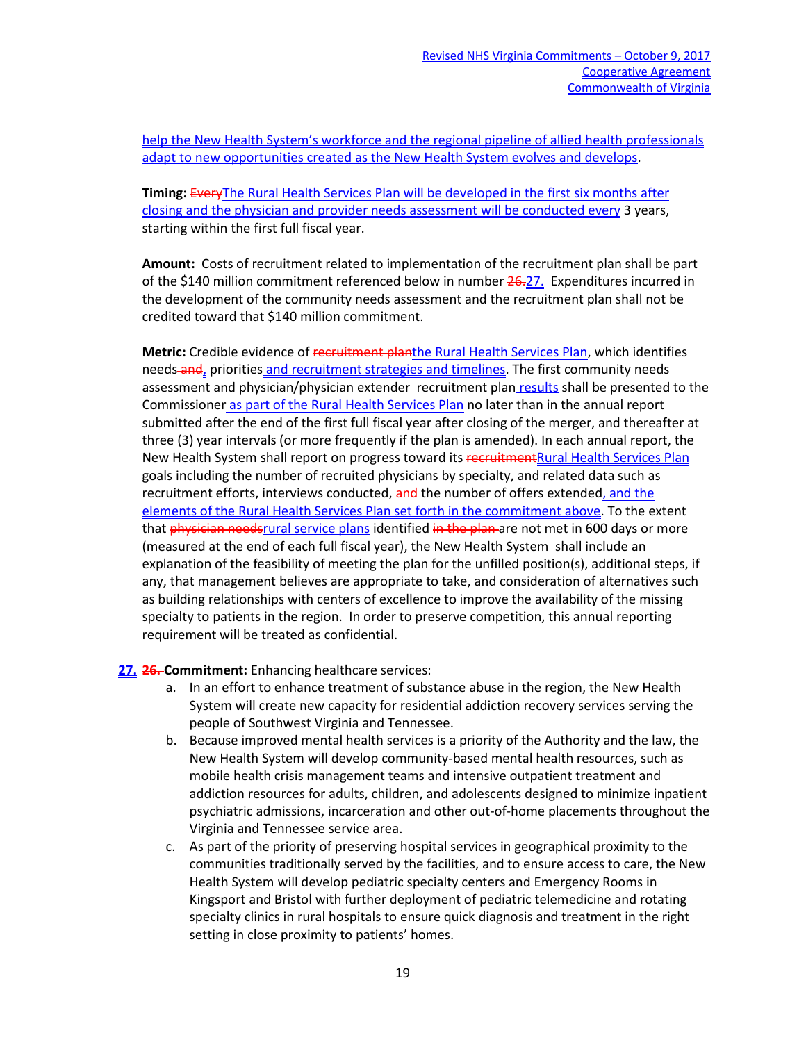help the New Health System's workforce and the regional pipeline of allied health professionals adapt to new opportunities created as the New Health System evolves and develops.

**Timing:** ~~Every~~The Rural Health Services Plan will be developed in the first six months after closing and the physician and provider needs assessment will be conducted every 3 years, starting within the first full fiscal year.

**Amount:** Costs of recruitment related to implementation of the recruitment plan shall be part of the $140 million commitment referenced below in number ~~26.~~27. Expenditures incurred in the development of the community needs assessment and the recruitment plan shall not be credited toward that $140 million commitment.

**Metric:** Credible evidence of ~~recruitment plan~~the Rural Health Services Plan, which identifies needs ~~and~~, priorities and recruitment strategies and timelines. The first community needs assessment and physician/physician extender recruitment plan results shall be presented to the Commissioner as part of the Rural Health Services Plan no later than in the annual report submitted after the end of the first full fiscal year after closing of the merger, and thereafter at three (3) year intervals (or more frequently if the plan is amended). In each annual report, the New Health System shall report on progress toward its ~~recruitment~~Rural Health Services Plan goals including the number of recruited physicians by specialty, and related data such as recruitment efforts, interviews conducted, ~~and~~ the number of offers extended, and the elements of the Rural Health Services Plan set forth in the commitment above. To the extent that ~~physician needs~~rural service plans identified ~~in the plan~~ are not met in 600 days or more (measured at the end of each full fiscal year), the New Health System shall include an explanation of the feasibility of meeting the plan for the unfilled position(s), additional steps, if any, that management believes are appropriate to take, and consideration of alternatives such as building relationships with centers of excellence to improve the availability of the missing specialty to patients in the region. In order to preserve competition, this annual reporting requirement will be treated as confidential.

27. ~~26.~~ **Commitment:** Enhancing healthcare services:

   a. In an effort to enhance treatment of substance abuse in the region, the New Health System will create new capacity for residential addiction recovery services serving the people of Southwest Virginia and Tennessee.
   b. Because improved mental health services is a priority of the Authority and the law, the New Health System will develop community-based mental health resources, such as mobile health crisis management teams and intensive outpatient treatment and addiction resources for adults, children, and adolescents designed to minimize inpatient psychiatric admissions, incarceration and other out-of-home placements throughout the Virginia and Tennessee service area.
   c. As part of the priority of preserving hospital services in geographical proximity to the communities traditionally served by the facilities, and to ensure access to care, the New Health System will develop pediatric specialty centers and Emergency Rooms in Kingsport and Bristol with further deployment of pediatric telemedicine and rotating specialty clinics in rural hospitals to ensure quick diagnosis and treatment in the right setting in close proximity to patients' homes.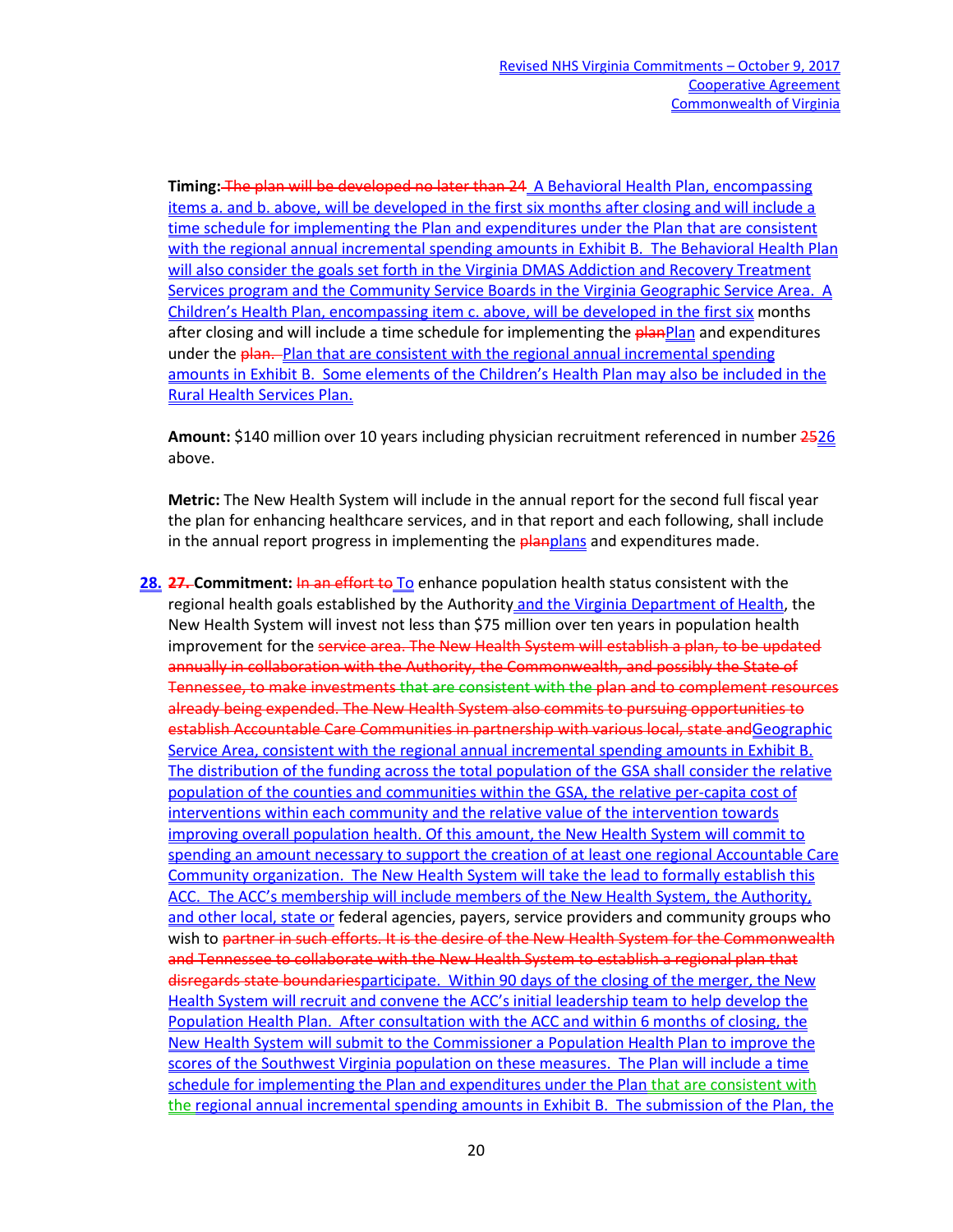**Timing:** The plan will be developed no later than 24 A Behavioral Health Plan, encompassing items a. and b. above, will be developed in the first six months after closing and will include a time schedule for implementing the Plan and expenditures under the Plan that are consistent with the regional annual incremental spending amounts in Exhibit B. The Behavioral Health Plan will also consider the goals set forth in the Virginia DMAS Addiction and Recovery Treatment Services program and the Community Service Boards in the Virginia Geographic Service Area. A Children's Health Plan, encompassing item c. above, will be developed in the first six months after closing and will include a time schedule for implementing the planPlan and expenditures under the plan. Plan that are consistent with the regional annual incremental spending amounts in Exhibit B. Some elements of the Children's Health Plan may also be included in the Rural Health Services Plan.

**Amount:** $140 million over 10 years including physician recruitment referenced in number 2526 above.

**Metric:** The New Health System will include in the annual report for the second full fiscal year the plan for enhancing healthcare services, and in that report and each following, shall include in the annual report progress in implementing the planplans and expenditures made.

**28.** **27.** **Commitment:** In an effort to To enhance population health status consistent with the regional health goals established by the Authority and the Virginia Department of Health, the New Health System will invest not less than $75 million over ten years in population health improvement for the service area. The New Health System will establish a plan, to be updated annually in collaboration with the Authority, the Commonwealth, and possibly the State of Tennessee, to make investments that are consistent with the plan and to complement resources already being expended. The New Health System also commits to pursuing opportunities to establish Accountable Care Communities in partnership with various local, state andGeographic Service Area, consistent with the regional annual incremental spending amounts in Exhibit B. The distribution of the funding across the total population of the GSA shall consider the relative population of the counties and communities within the GSA, the relative per-capita cost of interventions within each community and the relative value of the intervention towards improving overall population health. Of this amount, the New Health System will commit to spending an amount necessary to support the creation of at least one regional Accountable Care Community organization. The New Health System will take the lead to formally establish this ACC. The ACC's membership will include members of the New Health System, the Authority, and other local, state or federal agencies, payers, service providers and community groups who wish to partner in such efforts. It is the desire of the New Health System for the Commonwealth and Tennessee to collaborate with the New Health System to establish a regional plan that disregards state boundariesparticipate. Within 90 days of the closing of the merger, the New Health System will recruit and convene the ACC's initial leadership team to help develop the Population Health Plan. After consultation with the ACC and within 6 months of closing, the New Health System will submit to the Commissioner a Population Health Plan to improve the scores of the Southwest Virginia population on these measures. The Plan will include a time schedule for implementing the Plan and expenditures under the Plan that are consistent with the regional annual incremental spending amounts in Exhibit B. The submission of the Plan, the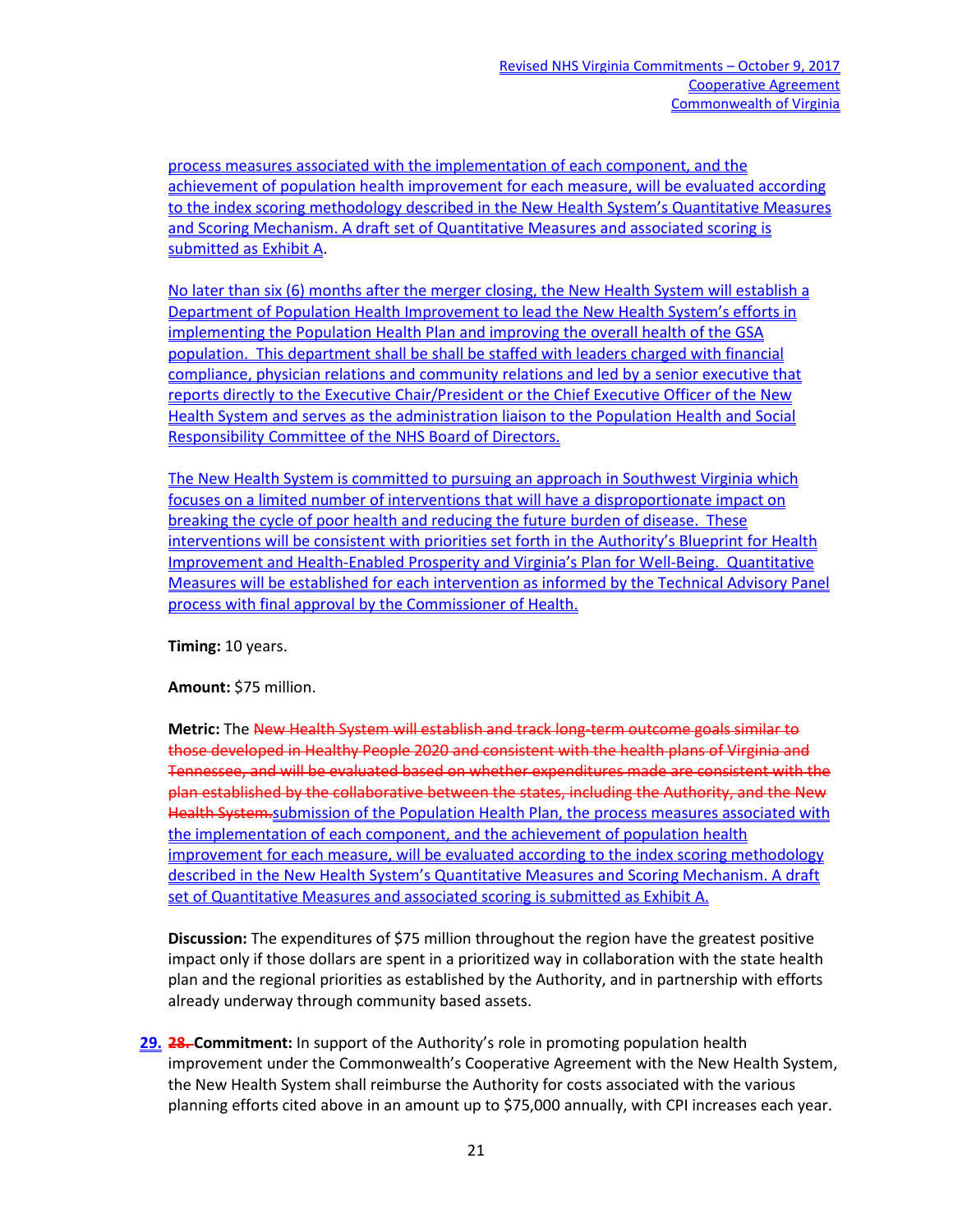process measures associated with the implementation of each component, and the achievement of population health improvement for each measure, will be evaluated according to the index scoring methodology described in the New Health System's Quantitative Measures and Scoring Mechanism. A draft set of Quantitative Measures and associated scoring is submitted as Exhibit A.

No later than six (6) months after the merger closing, the New Health System will establish a Department of Population Health Improvement to lead the New Health System's efforts in implementing the Population Health Plan and improving the overall health of the GSA population. This department shall be shall be staffed with leaders charged with financial compliance, physician relations and community relations and led by a senior executive that reports directly to the Executive Chair/President or the Chief Executive Officer of the New Health System and serves as the administration liaison to the Population Health and Social Responsibility Committee of the NHS Board of Directors.

The New Health System is committed to pursuing an approach in Southwest Virginia which focuses on a limited number of interventions that will have a disproportionate impact on breaking the cycle of poor health and reducing the future burden of disease. These interventions will be consistent with priorities set forth in the Authority's Blueprint for Health Improvement and Health-Enabled Prosperity and Virginia's Plan for Well-Being. Quantitative Measures will be established for each intervention as informed by the Technical Advisory Panel process with final approval by the Commissioner of Health.

**Timing:** 10 years.

**Amount:** $75 million.

**Metric:** The ~~New Health System will establish and track long-term outcome goals similar to those developed in Healthy People 2020 and consistent with the health plans of Virginia and Tennessee, and will be evaluated based on whether expenditures made are consistent with the plan established by the collaborative between the states, including the Authority, and the New Health System.~~submission of the Population Health Plan, the process measures associated with the implementation of each component, and the achievement of population health improvement for each measure, will be evaluated according to the index scoring methodology described in the New Health System's Quantitative Measures and Scoring Mechanism. A draft set of Quantitative Measures and associated scoring is submitted as Exhibit A.

**Discussion:** The expenditures of $75 million throughout the region have the greatest positive impact only if those dollars are spent in a prioritized way in collaboration with the state health plan and the regional priorities as established by the Authority, and in partnership with efforts already underway through community based assets.

**29.** ~~28.~~ **Commitment:** In support of the Authority's role in promoting population health improvement under the Commonwealth's Cooperative Agreement with the New Health System, the New Health System shall reimburse the Authority for costs associated with the various planning efforts cited above in an amount up to $75,000 annually, with CPI increases each year.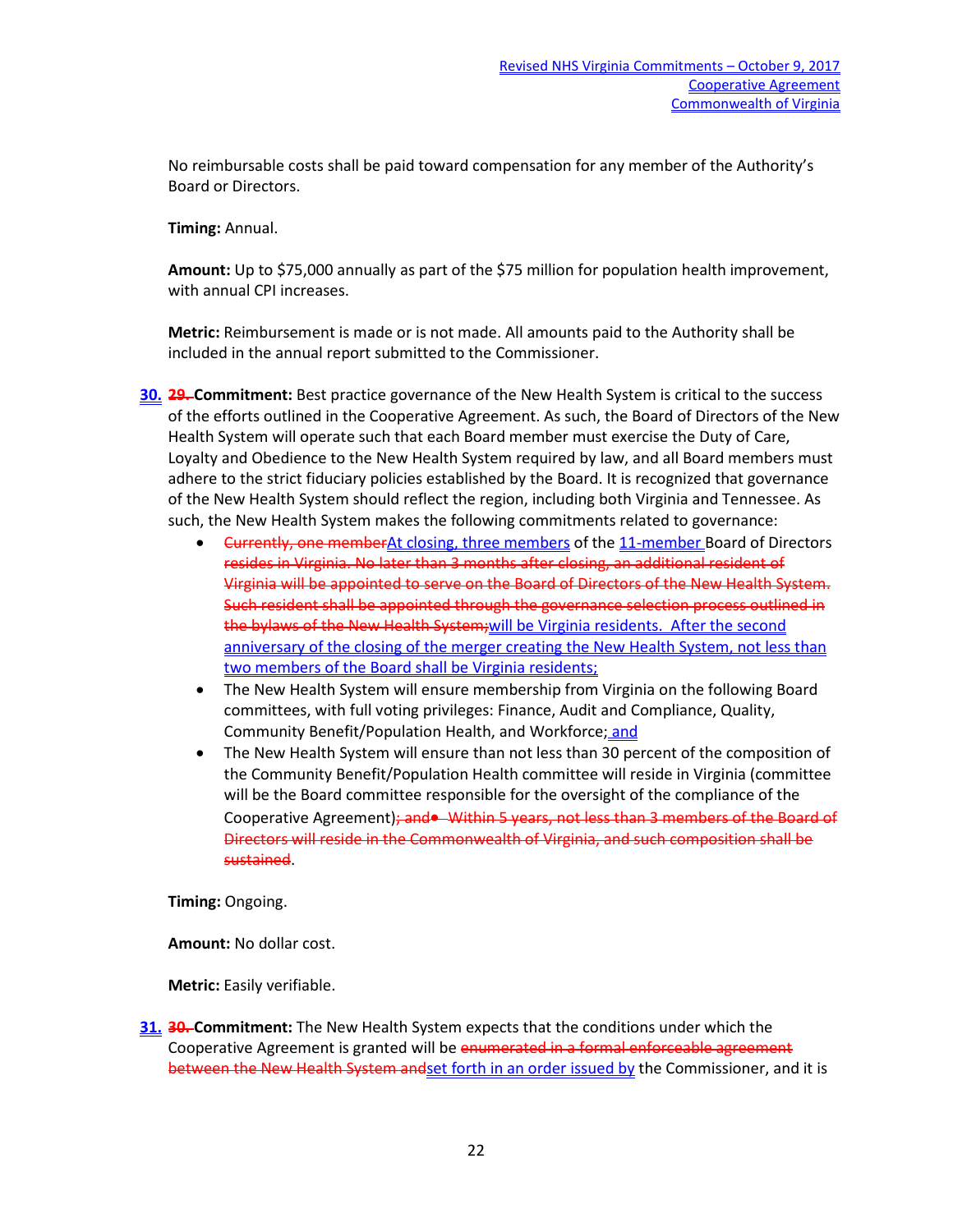No reimbursable costs shall be paid toward compensation for any member of the Authority's Board or Directors.

**Timing:** Annual.

**Amount:** Up to $75,000 annually as part of the $75 million for population health improvement, with annual CPI increases.

**Metric:** Reimbursement is made or is not made. All amounts paid to the Authority shall be included in the annual report submitted to the Commissioner.

30. ~~29.~~ **Commitment:** Best practice governance of the New Health System is critical to the success of the efforts outlined in the Cooperative Agreement. As such, the Board of Directors of the New Health System will operate such that each Board member must exercise the Duty of Care, Loyalty and Obedience to the New Health System required by law, and all Board members must adhere to the strict fiduciary policies established by the Board. It is recognized that governance of the New Health System should reflect the region, including both Virginia and Tennessee. As such, the New Health System makes the following commitments related to governance:
   - ~~Currently, one member~~At closing, three members of the 11-member Board of Directors ~~resides in Virginia. No later than 3 months after closing, an additional resident of Virginia will be appointed to serve on the Board of Directors of the New Health System. Such resident shall be appointed through the governance selection process outlined in the bylaws of the New Health System;~~will be Virginia residents. After the second anniversary of the closing of the merger creating the New Health System, not less than two members of the Board shall be Virginia residents;
   - The New Health System will ensure membership from Virginia on the following Board committees, with full voting privileges: Finance, Audit and Compliance, Quality, Community Benefit/Population Health, and Workforce; and
   - The New Health System will ensure than not less than 30 percent of the composition of the Community Benefit/Population Health committee will reside in Virginia (committee will be the Board committee responsible for the oversight of the compliance of the Cooperative Agreement)~~; and• Within 5 years, not less than 3 members of the Board of Directors will reside in the Commonwealth of Virginia, and such composition shall be sustained~~.

**Timing:** Ongoing.

**Amount:** No dollar cost.

**Metric:** Easily verifiable.

31. ~~30.~~ **Commitment:** The New Health System expects that the conditions under which the Cooperative Agreement is granted will be ~~enumerated in a formal enforceable agreement between the New Health System and~~set forth in an order issued by the Commissioner, and it is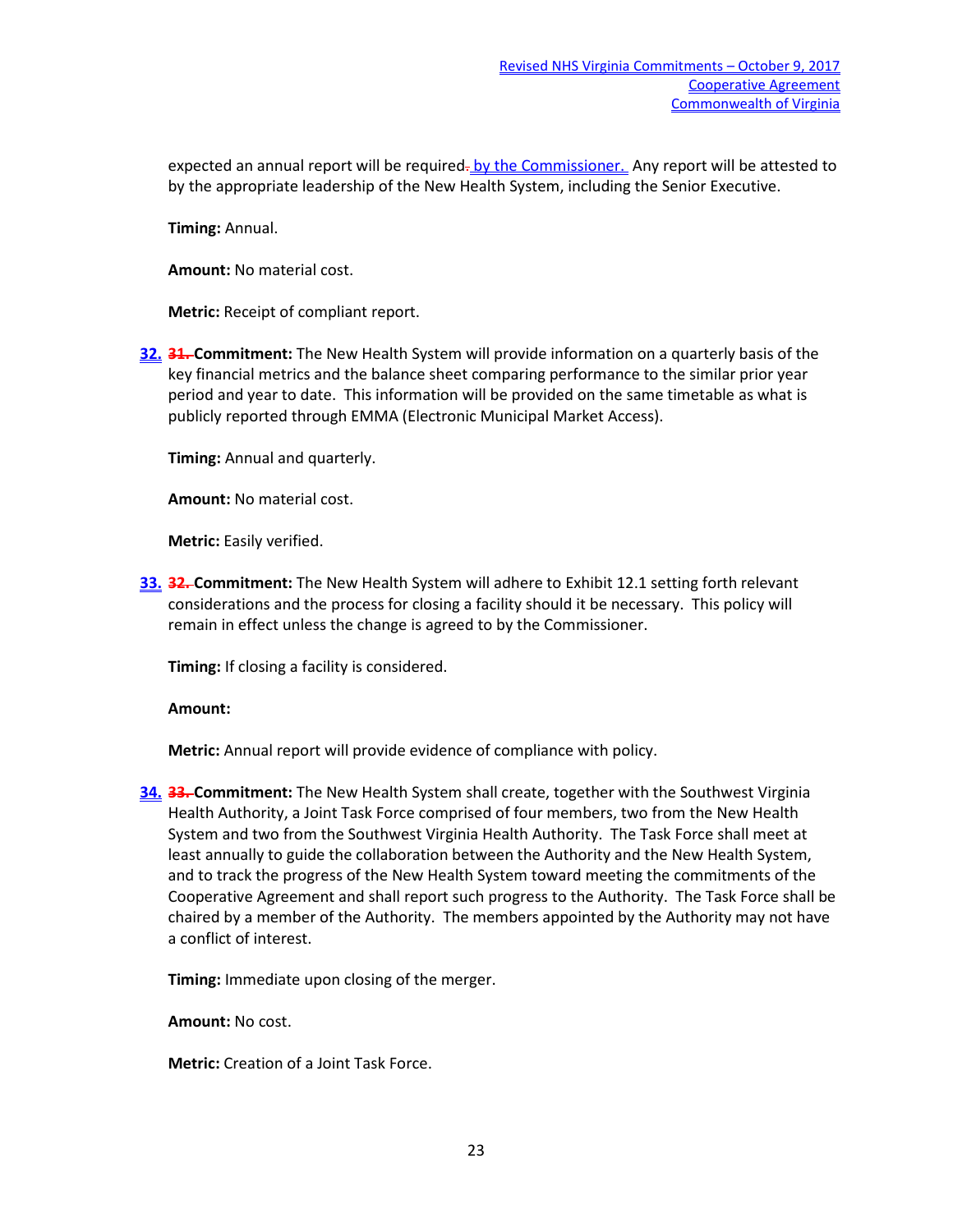expected an annual report will be required. by the Commissioner. Any report will be attested to by the appropriate leadership of the New Health System, including the Senior Executive.

**Timing:** Annual.

**Amount:** No material cost.

**Metric:** Receipt of compliant report.

32. ~~31.~~ **Commitment:** The New Health System will provide information on a quarterly basis of the key financial metrics and the balance sheet comparing performance to the similar prior year period and year to date. This information will be provided on the same timetable as what is publicly reported through EMMA (Electronic Municipal Market Access).

    **Timing:** Annual and quarterly.

    **Amount:** No material cost.

    **Metric:** Easily verified.

33. ~~32.~~ **Commitment:** The New Health System will adhere to Exhibit 12.1 setting forth relevant considerations and the process for closing a facility should it be necessary. This policy will remain in effect unless the change is agreed to by the Commissioner.

    **Timing:** If closing a facility is considered.

    **Amount:**

    **Metric:** Annual report will provide evidence of compliance with policy.

34. ~~33.~~ **Commitment:** The New Health System shall create, together with the Southwest Virginia Health Authority, a Joint Task Force comprised of four members, two from the New Health System and two from the Southwest Virginia Health Authority. The Task Force shall meet at least annually to guide the collaboration between the Authority and the New Health System, and to track the progress of the New Health System toward meeting the commitments of the Cooperative Agreement and shall report such progress to the Authority. The Task Force shall be chaired by a member of the Authority. The members appointed by the Authority may not have a conflict of interest.

    **Timing:** Immediate upon closing of the merger.

    **Amount:** No cost.

    **Metric:** Creation of a Joint Task Force.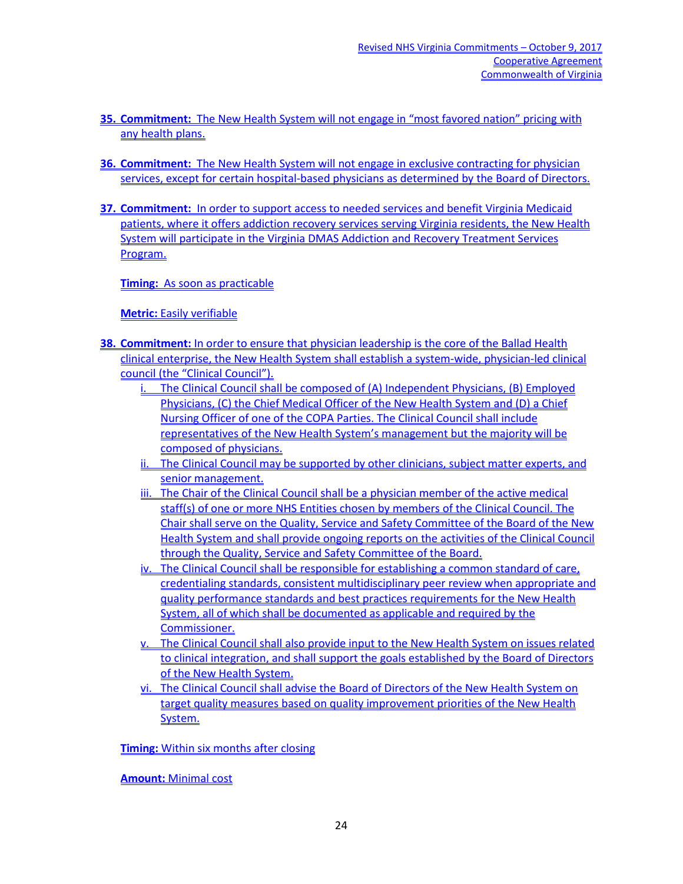**35. Commitment:** The New Health System will not engage in "most favored nation" pricing with any health plans.

**36. Commitment:** The New Health System will not engage in exclusive contracting for physician services, except for certain hospital-based physicians as determined by the Board of Directors.

**37. Commitment:** In order to support access to needed services and benefit Virginia Medicaid patients, where it offers addiction recovery services serving Virginia residents, the New Health System will participate in the Virginia DMAS Addiction and Recovery Treatment Services Program.

**Timing:** As soon as practicable

**Metric:** Easily verifiable

**38. Commitment:** In order to ensure that physician leadership is the core of the Ballad Health clinical enterprise, the New Health System shall establish a system-wide, physician-led clinical council (the "Clinical Council").

i. The Clinical Council shall be composed of (A) Independent Physicians, (B) Employed Physicians, (C) the Chief Medical Officer of the New Health System and (D) a Chief Nursing Officer of one of the COPA Parties. The Clinical Council shall include representatives of the New Health System's management but the majority will be composed of physicians.

ii. The Clinical Council may be supported by other clinicians, subject matter experts, and senior management.

iii. The Chair of the Clinical Council shall be a physician member of the active medical staff(s) of one or more NHS Entities chosen by members of the Clinical Council. The Chair shall serve on the Quality, Service and Safety Committee of the Board of the New Health System and shall provide ongoing reports on the activities of the Clinical Council through the Quality, Service and Safety Committee of the Board.

iv. The Clinical Council shall be responsible for establishing a common standard of care, credentialing standards, consistent multidisciplinary peer review when appropriate and quality performance standards and best practices requirements for the New Health System, all of which shall be documented as applicable and required by the Commissioner.

v. The Clinical Council shall also provide input to the New Health System on issues related to clinical integration, and shall support the goals established by the Board of Directors of the New Health System.

vi. The Clinical Council shall advise the Board of Directors of the New Health System on target quality measures based on quality improvement priorities of the New Health System.

**Timing:** Within six months after closing

**Amount:** Minimal cost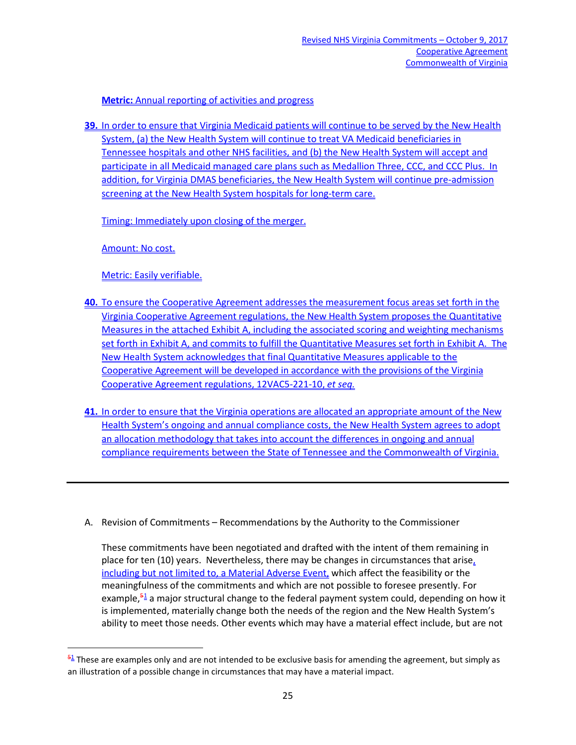**Metric:** Annual reporting of activities and progress

**39.** In order to ensure that Virginia Medicaid patients will continue to be served by the New Health System, (a) the New Health System will continue to treat VA Medicaid beneficiaries in Tennessee hospitals and other NHS facilities, and (b) the New Health System will accept and participate in all Medicaid managed care plans such as Medallion Three, CCC, and CCC Plus. In addition, for Virginia DMAS beneficiaries, the New Health System will continue pre-admission screening at the New Health System hospitals for long-term care.

Timing: Immediately upon closing of the merger.

Amount: No cost.

Metric: Easily verifiable.

**40.** To ensure the Cooperative Agreement addresses the measurement focus areas set forth in the Virginia Cooperative Agreement regulations, the New Health System proposes the Quantitative Measures in the attached Exhibit A, including the associated scoring and weighting mechanisms set forth in Exhibit A, and commits to fulfill the Quantitative Measures set forth in Exhibit A. The New Health System acknowledges that final Quantitative Measures applicable to the Cooperative Agreement will be developed in accordance with the provisions of the Virginia Cooperative Agreement regulations, 12VAC5-221-10, *et seq.*

**41.** In order to ensure that the Virginia operations are allocated an appropriate amount of the New Health System's ongoing and annual compliance costs, the New Health System agrees to adopt an allocation methodology that takes into account the differences in ongoing and annual compliance requirements between the State of Tennessee and the Commonwealth of Virginia.

---

A. Revision of Commitments – Recommendations by the Authority to the Commissioner

These commitments have been negotiated and drafted with the intent of them remaining in place for ten (10) years. Nevertheless, there may be changes in circumstances that arise, including but not limited to, a Material Adverse Event, which affect the feasibility or the meaningfulness of the commitments and which are not possible to foresee presently. For example,[1] a major structural change to the federal payment system could, depending on how it is implemented, materially change both the needs of the region and the New Health System's ability to meet those needs. Other events which may have a material effect include, but are not

[1] These are examples only and are not intended to be exclusive basis for amending the agreement, but simply as an illustration of a possible change in circumstances that may have a material impact.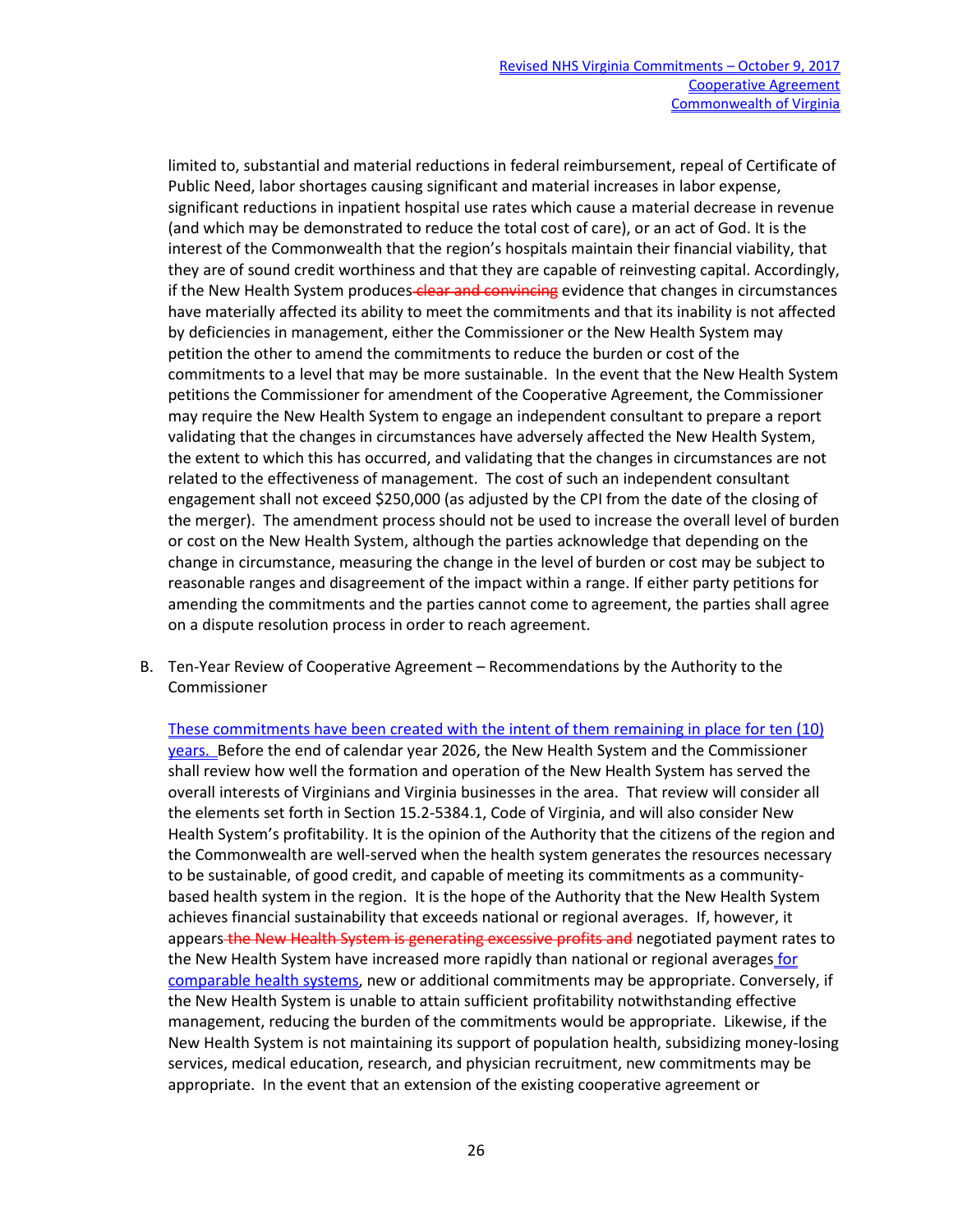limited to, substantial and material reductions in federal reimbursement, repeal of Certificate of Public Need, labor shortages causing significant and material increases in labor expense, significant reductions in inpatient hospital use rates which cause a material decrease in revenue (and which may be demonstrated to reduce the total cost of care), or an act of God. It is the interest of the Commonwealth that the region's hospitals maintain their financial viability, that they are of sound credit worthiness and that they are capable of reinvesting capital. Accordingly, if the New Health System produces ~~clear and convincing~~ evidence that changes in circumstances have materially affected its ability to meet the commitments and that its inability is not affected by deficiencies in management, either the Commissioner or the New Health System may petition the other to amend the commitments to reduce the burden or cost of the commitments to a level that may be more sustainable. In the event that the New Health System petitions the Commissioner for amendment of the Cooperative Agreement, the Commissioner may require the New Health System to engage an independent consultant to prepare a report validating that the changes in circumstances have adversely affected the New Health System, the extent to which this has occurred, and validating that the changes in circumstances are not related to the effectiveness of management. The cost of such an independent consultant engagement shall not exceed $250,000 (as adjusted by the CPI from the date of the closing of the merger). The amendment process should not be used to increase the overall level of burden or cost on the New Health System, although the parties acknowledge that depending on the change in circumstance, measuring the change in the level of burden or cost may be subject to reasonable ranges and disagreement of the impact within a range. If either party petitions for amending the commitments and the parties cannot come to agreement, the parties shall agree on a dispute resolution process in order to reach agreement.

B. Ten-Year Review of Cooperative Agreement – Recommendations by the Authority to the Commissioner

These commitments have been created with the intent of them remaining in place for ten (10) years. Before the end of calendar year 2026, the New Health System and the Commissioner shall review how well the formation and operation of the New Health System has served the overall interests of Virginians and Virginia businesses in the area. That review will consider all the elements set forth in Section 15.2-5384.1, Code of Virginia, and will also consider New Health System's profitability. It is the opinion of the Authority that the citizens of the region and the Commonwealth are well-served when the health system generates the resources necessary to be sustainable, of good credit, and capable of meeting its commitments as a community-based health system in the region. It is the hope of the Authority that the New Health System achieves financial sustainability that exceeds national or regional averages. If, however, it appears ~~the New Health System is generating excessive profits and~~ negotiated payment rates to the New Health System have increased more rapidly than national or regional averages for comparable health systems, new or additional commitments may be appropriate. Conversely, if the New Health System is unable to attain sufficient profitability notwithstanding effective management, reducing the burden of the commitments would be appropriate. Likewise, if the New Health System is not maintaining its support of population health, subsidizing money-losing services, medical education, research, and physician recruitment, new commitments may be appropriate. In the event that an extension of the existing cooperative agreement or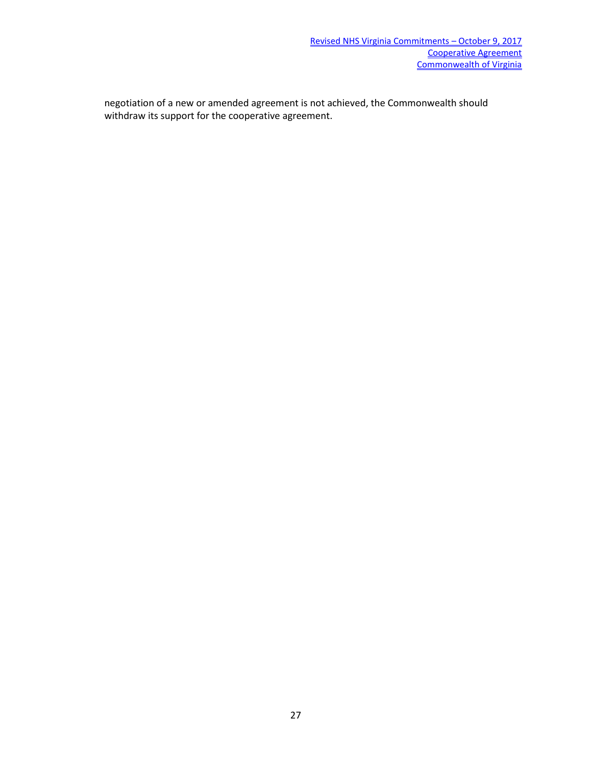negotiation of a new or amended agreement is not achieved, the Commonwealth should withdraw its support for the cooperative agreement.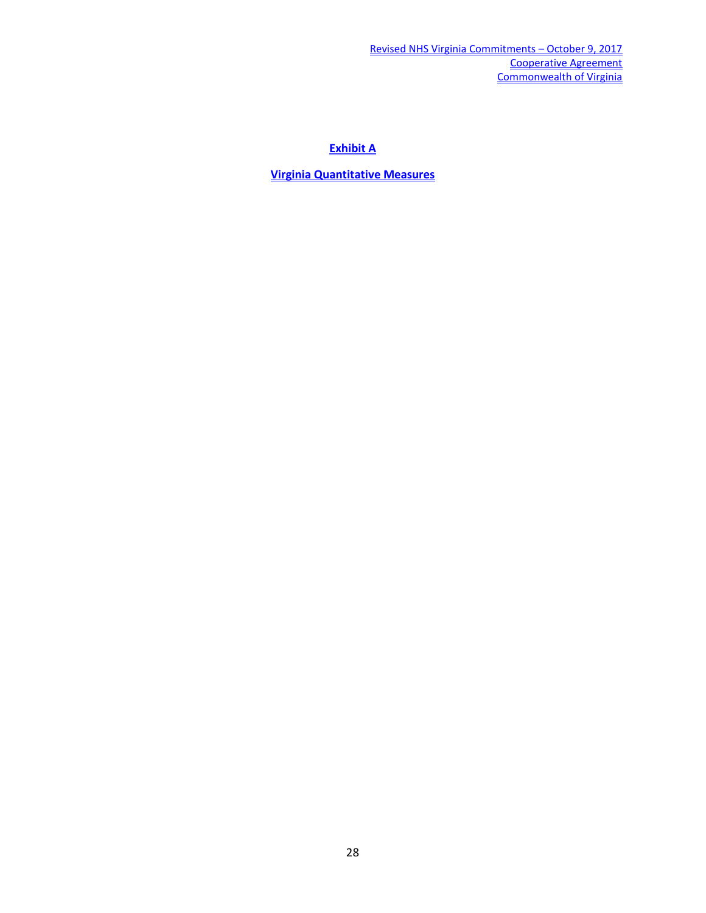## Exhibit A

## Virginia Quantitative Measures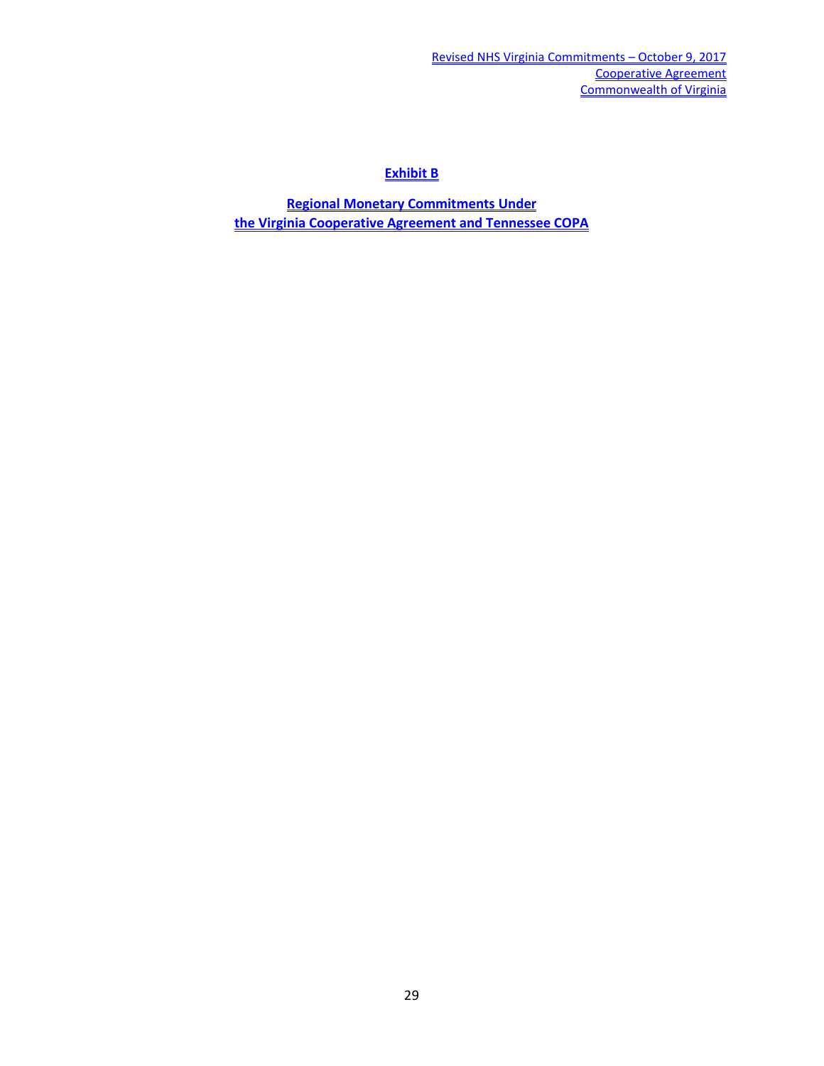# Exhibit B

## Regional Monetary Commitments Under the Virginia Cooperative Agreement and Tennessee COPA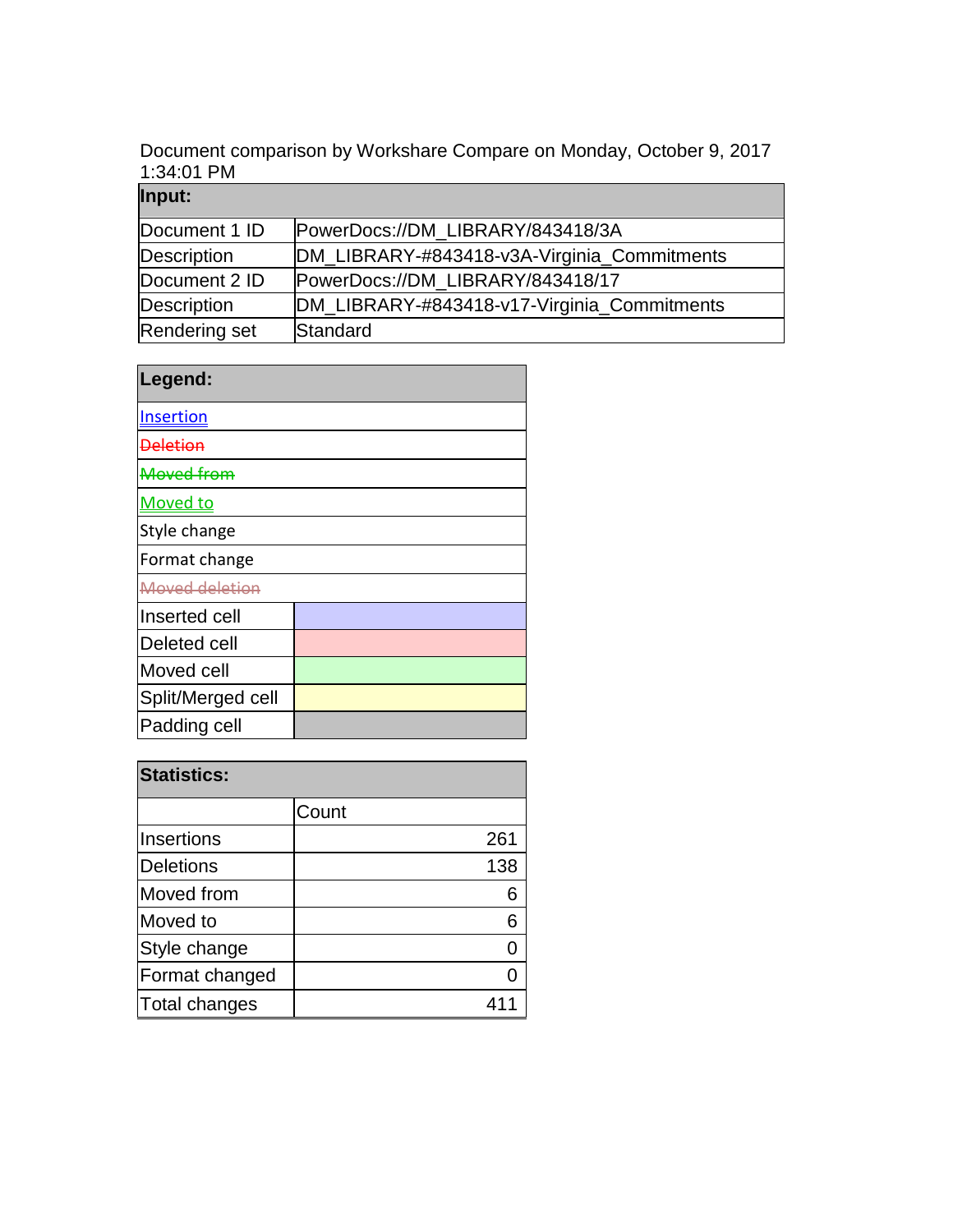Document comparison by Workshare Compare on Monday, October 9, 2017 1:34:01 PM

| **Input:** | |
|---|---|
| Document 1 ID | PowerDocs://DM_LIBRARY/843418/3A |
| Description | DM_LIBRARY-#843418-v3A-Virginia_Commitments |
| Document 2 ID | PowerDocs://DM_LIBRARY/843418/17 |
| Description | DM_LIBRARY-#843418-v17-Virginia_Commitments |
| Rendering set | Standard |

| **Legend:** | |
|---|---|
| Insertion | |
| ~~Deletion~~ | |
| ~~Moved from~~ | |
| Moved to | |
| Style change | |
| Format change | |
| ~~Moved deletion~~ | |
| Inserted cell | |
| Deleted cell | |
| Moved cell | |
| Split/Merged cell | |
| Padding cell | |

| **Statistics:** | |
|---|---|
| | Count |
| Insertions | 261 |
| Deletions | 138 |
| Moved from | 6 |
| Moved to | 6 |
| Style change | 0 |
| Format changed | 0 |
| Total changes | 411 |